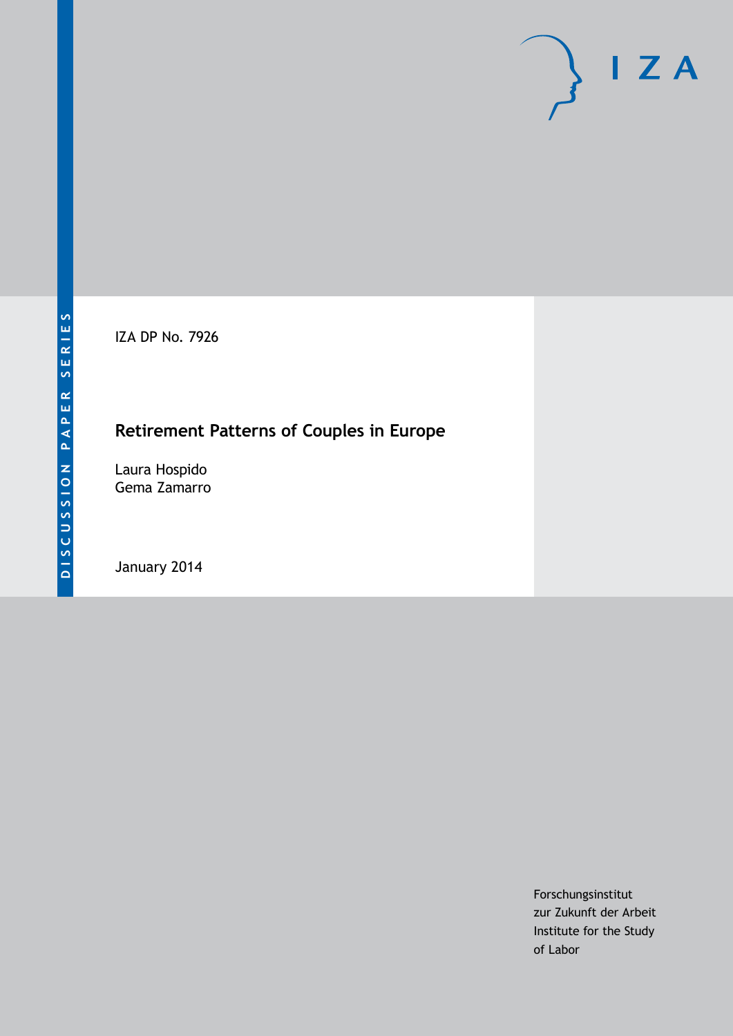DISCUSSION PAPER SERIES

IZA DP No. 7926

# Retirement Patterns of Couples in Europe

Laura Hospido
Gema Zamarro

January 2014

Forschungsinstitut
zur Zukunft der Arbeit
Institute for the Study
of Labor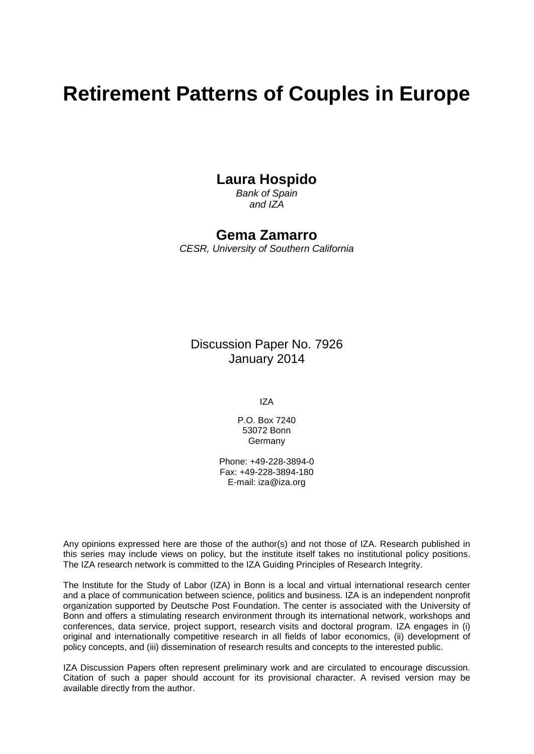# Retirement Patterns of Couples in Europe

**Laura Hospido**
*Bank of Spain*
*and IZA*

**Gema Zamarro**
*CESR, University of Southern California*

Discussion Paper No. 7926
January 2014

IZA

P.O. Box 7240
53072 Bonn
Germany

Phone: +49-228-3894-0
Fax: +49-228-3894-180
E-mail: iza@iza.org

Any opinions expressed here are those of the author(s) and not those of IZA. Research published in this series may include views on policy, but the institute itself takes no institutional policy positions. The IZA research network is committed to the IZA Guiding Principles of Research Integrity.

The Institute for the Study of Labor (IZA) in Bonn is a local and virtual international research center and a place of communication between science, politics and business. IZA is an independent nonprofit organization supported by Deutsche Post Foundation. The center is associated with the University of Bonn and offers a stimulating research environment through its international network, workshops and conferences, data service, project support, research visits and doctoral program. IZA engages in (i) original and internationally competitive research in all fields of labor economics, (ii) development of policy concepts, and (iii) dissemination of research results and concepts to the interested public.

IZA Discussion Papers often represent preliminary work and are circulated to encourage discussion. Citation of such a paper should account for its provisional character. A revised version may be available directly from the author.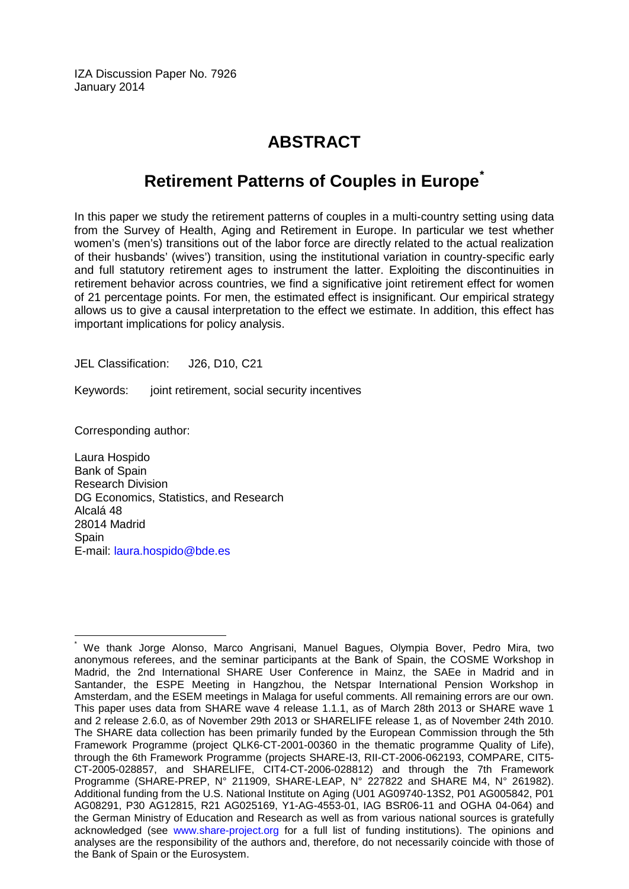IZA Discussion Paper No. 7926
January 2014

# ABSTRACT

## Retirement Patterns of Couples in Europe*

In this paper we study the retirement patterns of couples in a multi-country setting using data from the Survey of Health, Aging and Retirement in Europe. In particular we test whether women's (men's) transitions out of the labor force are directly related to the actual realization of their husbands' (wives') transition, using the institutional variation in country-specific early and full statutory retirement ages to instrument the latter. Exploiting the discontinuities in retirement behavior across countries, we find a significative joint retirement effect for women of 21 percentage points. For men, the estimated effect is insignificant. Our empirical strategy allows us to give a causal interpretation to the effect we estimate. In addition, this effect has important implications for policy analysis.

JEL Classification: J26, D10, C21

Keywords: joint retirement, social security incentives

Corresponding author:

Laura Hospido
Bank of Spain
Research Division
DG Economics, Statistics, and Research
Alcalá 48
28014 Madrid
Spain
E-mail: laura.hospido@bde.es

---

* We thank Jorge Alonso, Marco Angrisani, Manuel Bagues, Olympia Bover, Pedro Mira, two anonymous referees, and the seminar participants at the Bank of Spain, the COSME Workshop in Madrid, the 2nd International SHARE User Conference in Mainz, the SAEe in Madrid and in Santander, the ESPE Meeting in Hangzhou, the Netspar International Pension Workshop in Amsterdam, and the ESEM meetings in Malaga for useful comments. All remaining errors are our own. This paper uses data from SHARE wave 4 release 1.1.1, as of March 28th 2013 or SHARE wave 1 and 2 release 2.6.0, as of November 29th 2013 or SHARELIFE release 1, as of November 24th 2010. The SHARE data collection has been primarily funded by the European Commission through the 5th Framework Programme (project QLK6-CT-2001-00360 in the thematic programme Quality of Life), through the 6th Framework Programme (projects SHARE-I3, RII-CT-2006-062193, COMPARE, CIT5-CT-2005-028857, and SHARELIFE, CIT4-CT-2006-028812) and through the 7th Framework Programme (SHARE-PREP, N° 211909, SHARE-LEAP, N° 227822 and SHARE M4, N° 261982). Additional funding from the U.S. National Institute on Aging (U01 AG09740-13S2, P01 AG005842, P01 AG08291, P30 AG12815, R21 AG025169, Y1-AG-4553-01, IAG BSR06-11 and OGHA 04-064) and the German Ministry of Education and Research as well as from various national sources is gratefully acknowledged (see www.share-project.org for a full list of funding institutions). The opinions and analyses are the responsibility of the authors and, therefore, do not necessarily coincide with those of the Bank of Spain or the Eurosystem.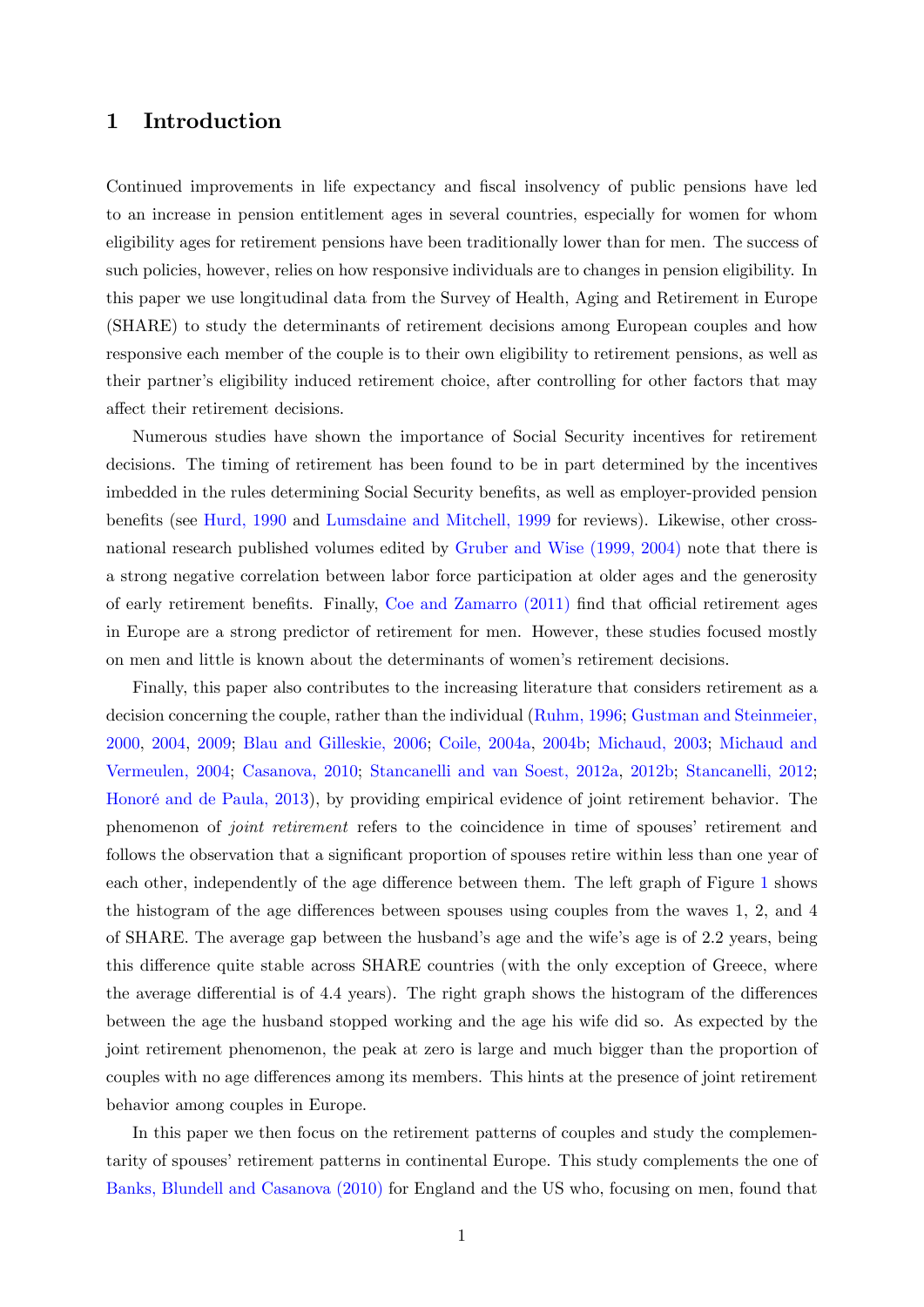# 1 Introduction

Continued improvements in life expectancy and fiscal insolvency of public pensions have led to an increase in pension entitlement ages in several countries, especially for women for whom eligibility ages for retirement pensions have been traditionally lower than for men. The success of such policies, however, relies on how responsive individuals are to changes in pension eligibility. In this paper we use longitudinal data from the Survey of Health, Aging and Retirement in Europe (SHARE) to study the determinants of retirement decisions among European couples and how responsive each member of the couple is to their own eligibility to retirement pensions, as well as their partner's eligibility induced retirement choice, after controlling for other factors that may affect their retirement decisions.

Numerous studies have shown the importance of Social Security incentives for retirement decisions. The timing of retirement has been found to be in part determined by the incentives imbedded in the rules determining Social Security benefits, as well as employer-provided pension benefits (see Hurd, 1990 and Lumsdaine and Mitchell, 1999 for reviews). Likewise, other cross-national research published volumes edited by Gruber and Wise (1999, 2004) note that there is a strong negative correlation between labor force participation at older ages and the generosity of early retirement benefits. Finally, Coe and Zamarro (2011) find that official retirement ages in Europe are a strong predictor of retirement for men. However, these studies focused mostly on men and little is known about the determinants of women's retirement decisions.

Finally, this paper also contributes to the increasing literature that considers retirement as a decision concerning the couple, rather than the individual (Ruhm, 1996; Gustman and Steinmeier, 2000, 2004, 2009; Blau and Gilleskie, 2006; Coile, 2004a, 2004b; Michaud, 2003; Michaud and Vermeulen, 2004; Casanova, 2010; Stancanelli and van Soest, 2012a, 2012b; Stancanelli, 2012; Honoré and de Paula, 2013), by providing empirical evidence of joint retirement behavior. The phenomenon of *joint retirement* refers to the coincidence in time of spouses' retirement and follows the observation that a significant proportion of spouses retire within less than one year of each other, independently of the age difference between them. The left graph of Figure 1 shows the histogram of the age differences between spouses using couples from the waves 1, 2, and 4 of SHARE. The average gap between the husband's age and the wife's age is of 2.2 years, being this difference quite stable across SHARE countries (with the only exception of Greece, where the average differential is of 4.4 years). The right graph shows the histogram of the differences between the age the husband stopped working and the age his wife did so. As expected by the joint retirement phenomenon, the peak at zero is large and much bigger than the proportion of couples with no age differences among its members. This hints at the presence of joint retirement behavior among couples in Europe.

In this paper we then focus on the retirement patterns of couples and study the complementarity of spouses' retirement patterns in continental Europe. This study complements the one of Banks, Blundell and Casanova (2010) for England and the US who, focusing on men, found that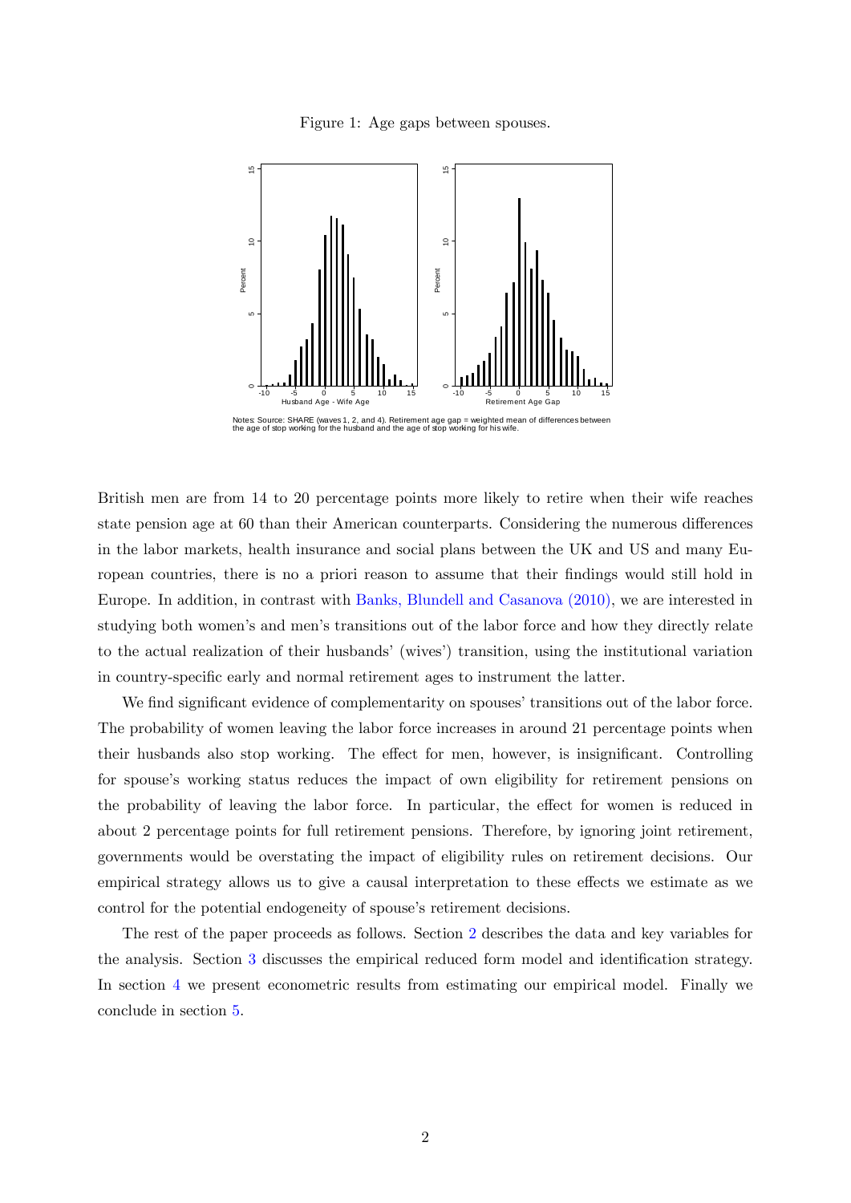Figure 1: Age gaps between spouses.

Notes: Source: SHARE (waves 1, 2, and 4). Retirement age gap = weighted mean of differences between the age of stop working for the husband and the age of stop working for his wife.

British men are from 14 to 20 percentage points more likely to retire when their wife reaches state pension age at 60 than their American counterparts. Considering the numerous differences in the labor markets, health insurance and social plans between the UK and US and many European countries, there is no a priori reason to assume that their findings would still hold in Europe. In addition, in contrast with Banks, Blundell and Casanova (2010), we are interested in studying both women's and men's transitions out of the labor force and how they directly relate to the actual realization of their husbands' (wives') transition, using the institutional variation in country-specific early and normal retirement ages to instrument the latter.

We find significant evidence of complementarity on spouses' transitions out of the labor force. The probability of women leaving the labor force increases in around 21 percentage points when their husbands also stop working. The effect for men, however, is insignificant. Controlling for spouse's working status reduces the impact of own eligibility for retirement pensions on the probability of leaving the labor force. In particular, the effect for women is reduced in about 2 percentage points for full retirement pensions. Therefore, by ignoring joint retirement, governments would be overstating the impact of eligibility rules on retirement decisions. Our empirical strategy allows us to give a causal interpretation to these effects we estimate as we control for the potential endogeneity of spouse's retirement decisions.

The rest of the paper proceeds as follows. Section 2 describes the data and key variables for the analysis. Section 3 discusses the empirical reduced form model and identification strategy. In section 4 we present econometric results from estimating our empirical model. Finally we conclude in section 5.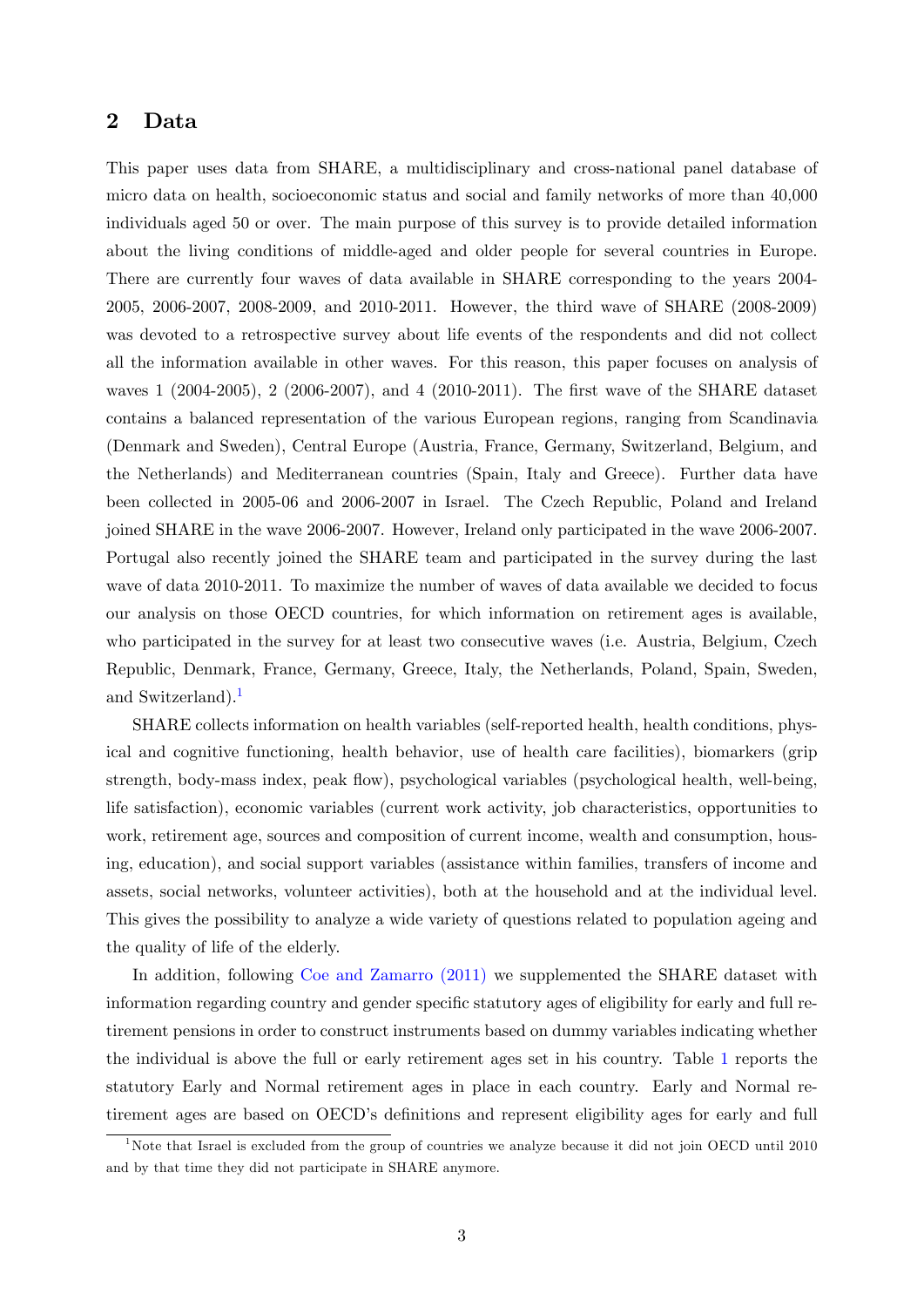## 2 Data

This paper uses data from SHARE, a multidisciplinary and cross-national panel database of micro data on health, socioeconomic status and social and family networks of more than 40,000 individuals aged 50 or over. The main purpose of this survey is to provide detailed information about the living conditions of middle-aged and older people for several countries in Europe. There are currently four waves of data available in SHARE corresponding to the years 2004-2005, 2006-2007, 2008-2009, and 2010-2011. However, the third wave of SHARE (2008-2009) was devoted to a retrospective survey about life events of the respondents and did not collect all the information available in other waves. For this reason, this paper focuses on analysis of waves 1 (2004-2005), 2 (2006-2007), and 4 (2010-2011). The first wave of the SHARE dataset contains a balanced representation of the various European regions, ranging from Scandinavia (Denmark and Sweden), Central Europe (Austria, France, Germany, Switzerland, Belgium, and the Netherlands) and Mediterranean countries (Spain, Italy and Greece). Further data have been collected in 2005-06 and 2006-2007 in Israel. The Czech Republic, Poland and Ireland joined SHARE in the wave 2006-2007. However, Ireland only participated in the wave 2006-2007. Portugal also recently joined the SHARE team and participated in the survey during the last wave of data 2010-2011. To maximize the number of waves of data available we decided to focus our analysis on those OECD countries, for which information on retirement ages is available, who participated in the survey for at least two consecutive waves (i.e. Austria, Belgium, Czech Republic, Denmark, France, Germany, Greece, Italy, the Netherlands, Poland, Spain, Sweden, and Switzerland).[1]

SHARE collects information on health variables (self-reported health, health conditions, physical and cognitive functioning, health behavior, use of health care facilities), biomarkers (grip strength, body-mass index, peak flow), psychological variables (psychological health, well-being, life satisfaction), economic variables (current work activity, job characteristics, opportunities to work, retirement age, sources and composition of current income, wealth and consumption, housing, education), and social support variables (assistance within families, transfers of income and assets, social networks, volunteer activities), both at the household and at the individual level. This gives the possibility to analyze a wide variety of questions related to population ageing and the quality of life of the elderly.

In addition, following Coe and Zamarro (2011) we supplemented the SHARE dataset with information regarding country and gender specific statutory ages of eligibility for early and full retirement pensions in order to construct instruments based on dummy variables indicating whether the individual is above the full or early retirement ages set in his country. Table 1 reports the statutory Early and Normal retirement ages in place in each country. Early and Normal retirement ages are based on OECD's definitions and represent eligibility ages for early and full

[1] Note that Israel is excluded from the group of countries we analyze because it did not join OECD until 2010 and by that time they did not participate in SHARE anymore.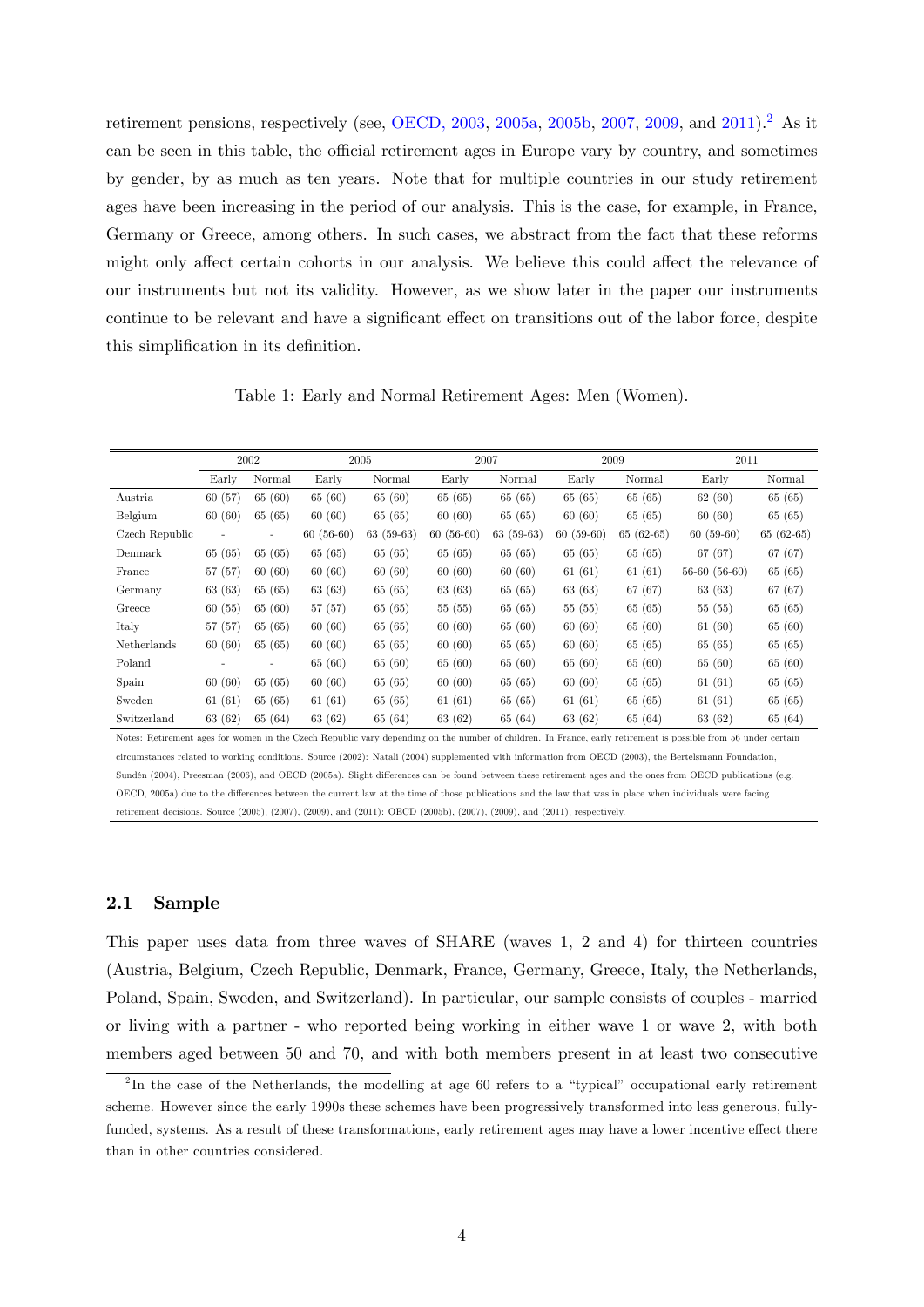retirement pensions, respectively (see, OECD, 2003, 2005a, 2005b, 2007, 2009, and 2011).[2] As it can be seen in this table, the official retirement ages in Europe vary by country, and sometimes by gender, by as much as ten years. Note that for multiple countries in our study retirement ages have been increasing in the period of our analysis. This is the case, for example, in France, Germany or Greece, among others. In such cases, we abstract from the fact that these reforms might only affect certain cohorts in our analysis. We believe this could affect the relevance of our instruments but not its validity. However, as we show later in the paper our instruments continue to be relevant and have a significant effect on transitions out of the labor force, despite this simplification in its definition.

Table 1: Early and Normal Retirement Ages: Men (Women).

| | 2002 | | 2005 | | 2007 | | 2009 | | 2011 | |
|---|---|---|---|---|---|---|---|---|---|---|
| | Early | Normal | Early | Normal | Early | Normal | Early | Normal | Early | Normal |
| Austria | 60 (57) | 65 (60) | 65 (60) | 65 (60) | 65 (65) | 65 (65) | 65 (65) | 65 (65) | 62 (60) | 65 (65) |
| Belgium | 60 (60) | 65 (65) | 60 (60) | 65 (65) | 60 (60) | 65 (65) | 60 (60) | 65 (65) | 60 (60) | 65 (65) |
| Czech Republic | - | - | 60 (56-60) | 63 (59-63) | 60 (56-60) | 63 (59-63) | 60 (59-60) | 65 (62-65) | 60 (59-60) | 65 (62-65) |
| Denmark | 65 (65) | 65 (65) | 65 (65) | 65 (65) | 65 (65) | 65 (65) | 65 (65) | 65 (65) | 67 (67) | 67 (67) |
| France | 57 (57) | 60 (60) | 60 (60) | 60 (60) | 60 (60) | 60 (60) | 61 (61) | 61 (61) | 56-60 (56-60) | 65 (65) |
| Germany | 63 (63) | 65 (65) | 63 (63) | 65 (65) | 63 (63) | 65 (65) | 65 (65) | 67 (67) | 63 (63) | 67 (67) |
| Greece | 60 (55) | 65 (60) | 57 (57) | 65 (65) | 55 (55) | 65 (65) | 55 (55) | 65 (65) | 55 (55) | 65 (65) |
| Italy | 57 (57) | 65 (65) | 60 (60) | 65 (65) | 60 (60) | 65 (60) | 60 (60) | 65 (60) | 61 (60) | 65 (60) |
| Netherlands | 60 (60) | 65 (65) | 60 (60) | 65 (65) | 60 (60) | 65 (65) | 60 (60) | 65 (65) | 65 (65) | 65 (65) |
| Poland | - | - | 65 (60) | 65 (60) | 65 (60) | 65 (60) | 65 (60) | 65 (60) | 65 (60) | 65 (60) |
| Spain | 60 (60) | 65 (65) | 60 (60) | 65 (65) | 60 (60) | 65 (65) | 60 (60) | 65 (65) | 61 (61) | 65 (65) |
| Sweden | 61 (61) | 65 (65) | 61 (61) | 65 (65) | 61 (61) | 65 (65) | 61 (61) | 65 (65) | 61 (61) | 65 (65) |
| Switzerland | 63 (62) | 65 (64) | 63 (62) | 65 (64) | 63 (62) | 65 (64) | 63 (62) | 65 (64) | 63 (62) | 65 (64) |

Notes: Retirement ages for women in the Czech Republic vary depending on the number of children. In France, early retirement is possible from 56 under certain circumstances related to working conditions. Source (2002): Natali (2004) supplemented with information from OECD (2003), the Bertelsmann Foundation, Sundén (2004), Preesman (2006), and OECD (2005a). Slight differences can be found between these retirement ages and the ones from OECD publications (e.g. OECD, 2005a) due to the differences between the current law at the time of those publications and the law that was in place when individuals were facing retirement decisions. Source (2005), (2007), (2009), and (2011): OECD (2005b), (2007), (2009), and (2011), respectively.

## 2.1 Sample

This paper uses data from three waves of SHARE (waves 1, 2 and 4) for thirteen countries (Austria, Belgium, Czech Republic, Denmark, France, Germany, Greece, Italy, the Netherlands, Poland, Spain, Sweden, and Switzerland). In particular, our sample consists of couples - married or living with a partner - who reported being working in either wave 1 or wave 2, with both members aged between 50 and 70, and with both members present in at least two consecutive

[2] In the case of the Netherlands, the modelling at age 60 refers to a "typical" occupational early retirement scheme. However since the early 1990s these schemes have been progressively transformed into less generous, fully-funded, systems. As a result of these transformations, early retirement ages may have a lower incentive effect there than in other countries considered.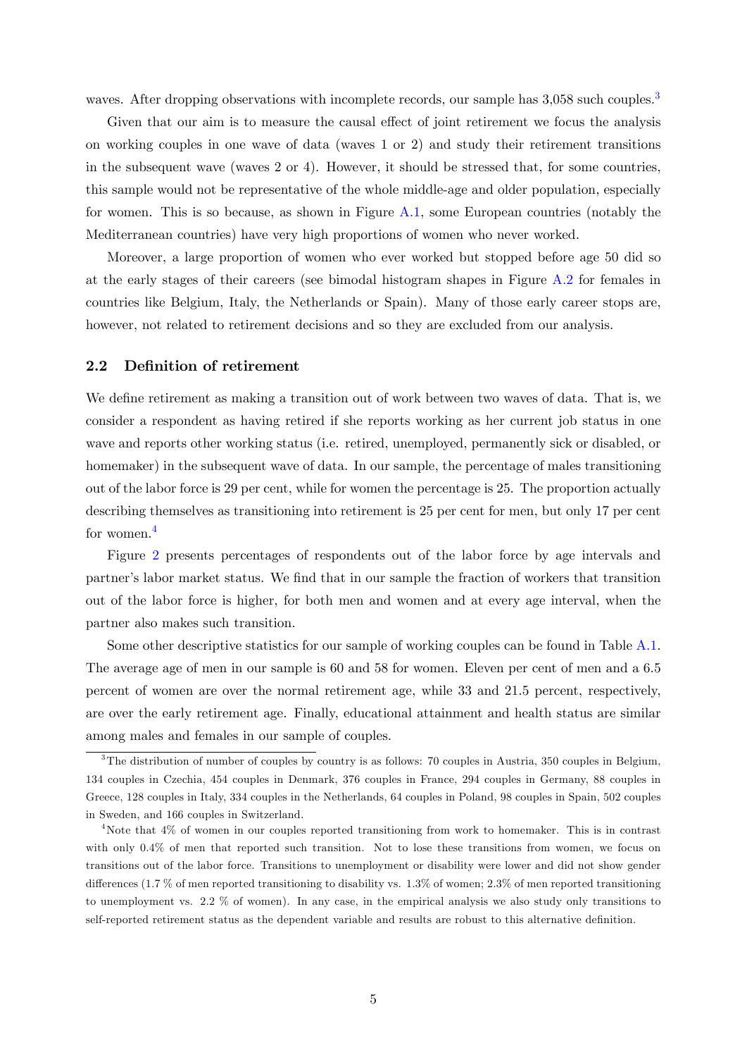waves. After dropping observations with incomplete records, our sample has 3,058 such couples.[3]

Given that our aim is to measure the causal effect of joint retirement we focus the analysis on working couples in one wave of data (waves 1 or 2) and study their retirement transitions in the subsequent wave (waves 2 or 4). However, it should be stressed that, for some countries, this sample would not be representative of the whole middle-age and older population, especially for women. This is so because, as shown in Figure A.1, some European countries (notably the Mediterranean countries) have very high proportions of women who never worked.

Moreover, a large proportion of women who ever worked but stopped before age 50 did so at the early stages of their careers (see bimodal histogram shapes in Figure A.2 for females in countries like Belgium, Italy, the Netherlands or Spain). Many of those early career stops are, however, not related to retirement decisions and so they are excluded from our analysis.

## 2.2 Definition of retirement

We define retirement as making a transition out of work between two waves of data. That is, we consider a respondent as having retired if she reports working as her current job status in one wave and reports other working status (i.e. retired, unemployed, permanently sick or disabled, or homemaker) in the subsequent wave of data. In our sample, the percentage of males transitioning out of the labor force is 29 per cent, while for women the percentage is 25. The proportion actually describing themselves as transitioning into retirement is 25 per cent for men, but only 17 per cent for women.[4]

Figure 2 presents percentages of respondents out of the labor force by age intervals and partner's labor market status. We find that in our sample the fraction of workers that transition out of the labor force is higher, for both men and women and at every age interval, when the partner also makes such transition.

Some other descriptive statistics for our sample of working couples can be found in Table A.1. The average age of men in our sample is 60 and 58 for women. Eleven per cent of men and a 6.5 percent of women are over the normal retirement age, while 33 and 21.5 percent, respectively, are over the early retirement age. Finally, educational attainment and health status are similar among males and females in our sample of couples.

[3] The distribution of number of couples by country is as follows: 70 couples in Austria, 350 couples in Belgium, 134 couples in Czechia, 454 couples in Denmark, 376 couples in France, 294 couples in Germany, 88 couples in Greece, 128 couples in Italy, 334 couples in the Netherlands, 64 couples in Poland, 98 couples in Spain, 502 couples in Sweden, and 166 couples in Switzerland.

[4] Note that 4% of women in our couples reported transitioning from work to homemaker. This is in contrast with only 0.4% of men that reported such transition. Not to lose these transitions from women, we focus on transitions out of the labor force. Transitions to unemployment or disability were lower and did not show gender differences (1.7 % of men reported transitioning to disability vs. 1.3% of women; 2.3% of men reported transitioning to unemployment vs. 2.2 % of women). In any case, in the empirical analysis we also study only transitions to self-reported retirement status as the dependent variable and results are robust to this alternative definition.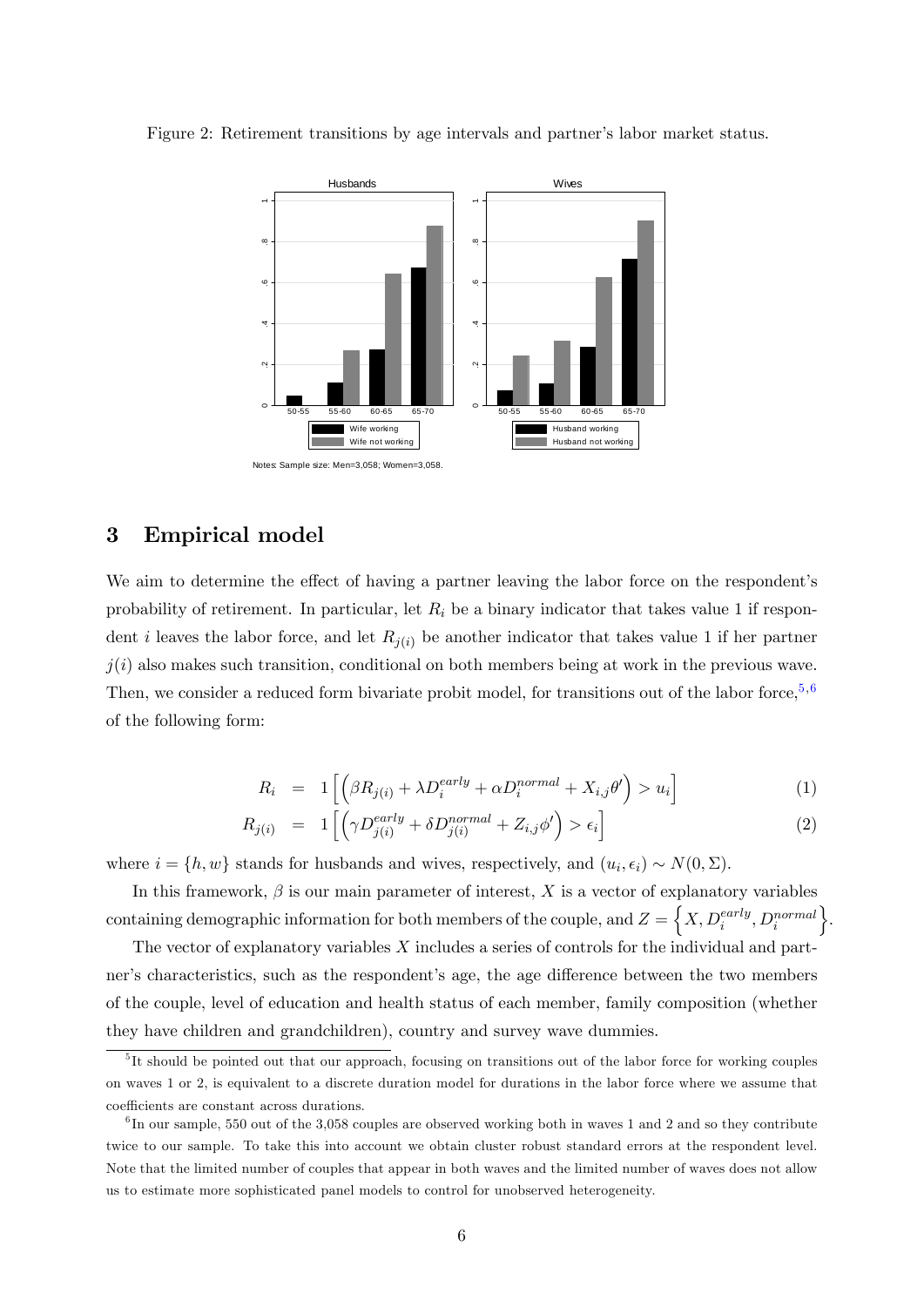Figure 2: Retirement transitions by age intervals and partner's labor market status.

Notes: Sample size: Men=3,058; Women=3,058.

## 3 Empirical model

We aim to determine the effect of having a partner leaving the labor force on the respondent's probability of retirement. In particular, let $R_i$ be a binary indicator that takes value 1 if respondent $i$ leaves the labor force, and let $R_{j(i)}$ be another indicator that takes value 1 if her partner $j(i)$ also makes such transition, conditional on both members being at work in the previous wave. Then, we consider a reduced form bivariate probit model, for transitions out of the labor force,[5,6] of the following form:

$$R_i = 1\left[\left(\beta R_{j(i)} + \lambda D_i^{early} + \alpha D_i^{normal} + X_{i,j}\theta'\right) > u_i\right] \tag{1}$$

$$R_{j(i)} = 1\left[\left(\gamma D_{j(i)}^{early} + \delta D_{j(i)}^{normal} + Z_{i,j}\phi'\right) > \epsilon_i\right] \tag{2}$$

where $i = \{h, w\}$ stands for husbands and wives, respectively, and $(u_i, \epsilon_i) \sim N(0, \Sigma)$.

In this framework, $\beta$ is our main parameter of interest, $X$ is a vector of explanatory variables containing demographic information for both members of the couple, and $Z = \left\{X, D_i^{early}, D_i^{normal}\right\}$.

The vector of explanatory variables $X$ includes a series of controls for the individual and partner's characteristics, such as the respondent's age, the age difference between the two members of the couple, level of education and health status of each member, family composition (whether they have children and grandchildren), country and survey wave dummies.

[5]It should be pointed out that our approach, focusing on transitions out of the labor force for working couples on waves 1 or 2, is equivalent to a discrete duration model for durations in the labor force where we assume that coefficients are constant across durations.

[6]In our sample, 550 out of the 3,058 couples are observed working both in waves 1 and 2 and so they contribute twice to our sample. To take this into account we obtain cluster robust standard errors at the respondent level. Note that the limited number of couples that appear in both waves and the limited number of waves does not allow us to estimate more sophisticated panel models to control for unobserved heterogeneity.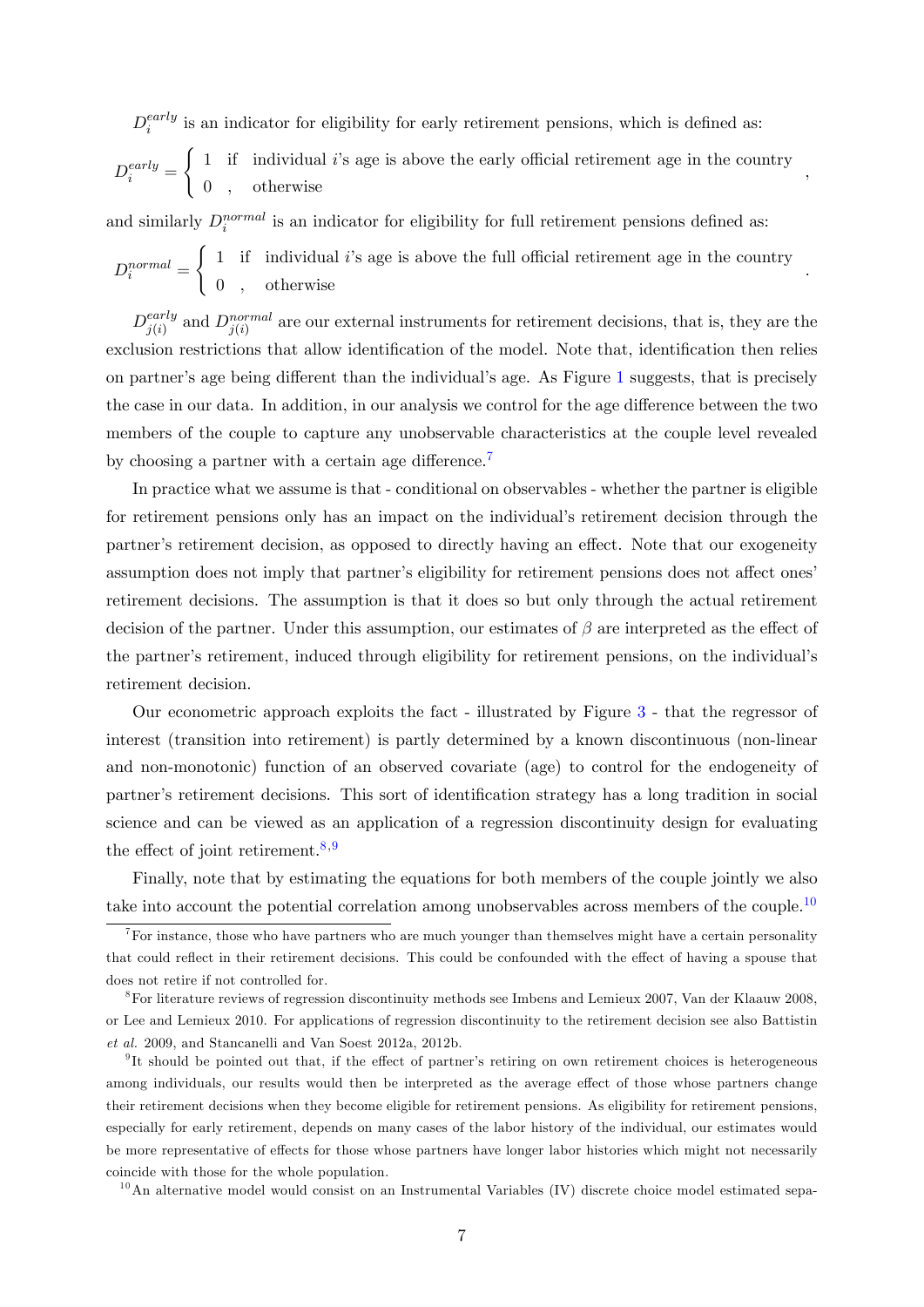$D_i^{early}$ is an indicator for eligibility for early retirement pensions, which is defined as:

$$D_i^{early} = \begin{cases} 1 & \text{if} \quad \text{individual } i\text{'s age is above the early official retirement age in the country} \\ 0 \;, & \text{otherwise} \end{cases},$$

and similarly $D_i^{normal}$ is an indicator for eligibility for full retirement pensions defined as:

$$D_i^{normal} = \begin{cases} 1 & \text{if} \quad \text{individual } i\text{'s age is above the full official retirement age in the country} \\ 0 \;, & \text{otherwise} \end{cases}.$$

$D_{j(i)}^{early}$ and $D_{j(i)}^{normal}$ are our external instruments for retirement decisions, that is, they are the exclusion restrictions that allow identification of the model. Note that, identification then relies on partner's age being different than the individual's age. As Figure 1 suggests, that is precisely the case in our data. In addition, in our analysis we control for the age difference between the two members of the couple to capture any unobservable characteristics at the couple level revealed by choosing a partner with a certain age difference.[7]

In practice what we assume is that - conditional on observables - whether the partner is eligible for retirement pensions only has an impact on the individual's retirement decision through the partner's retirement decision, as opposed to directly having an effect. Note that our exogeneity assumption does not imply that partner's eligibility for retirement pensions does not affect ones' retirement decisions. The assumption is that it does so but only through the actual retirement decision of the partner. Under this assumption, our estimates of $\beta$ are interpreted as the effect of the partner's retirement, induced through eligibility for retirement pensions, on the individual's retirement decision.

Our econometric approach exploits the fact - illustrated by Figure 3 - that the regressor of interest (transition into retirement) is partly determined by a known discontinuous (non-linear and non-monotonic) function of an observed covariate (age) to control for the endogeneity of partner's retirement decisions. This sort of identification strategy has a long tradition in social science and can be viewed as an application of a regression discontinuity design for evaluating the effect of joint retirement.[8,9]

Finally, note that by estimating the equations for both members of the couple jointly we also take into account the potential correlation among unobservables across members of the couple.[10]

---

[7] For instance, those who have partners who are much younger than themselves might have a certain personality that could reflect in their retirement decisions. This could be confounded with the effect of having a spouse that does not retire if not controlled for.

[8] For literature reviews of regression discontinuity methods see Imbens and Lemieux 2007, Van der Klaauw 2008, or Lee and Lemieux 2010. For applications of regression discontinuity to the retirement decision see also Battistin *et al.* 2009, and Stancanelli and Van Soest 2012a, 2012b.

[9] It should be pointed out that, if the effect of partner's retiring on own retirement choices is heterogeneous among individuals, our results would then be interpreted as the average effect of those whose partners change their retirement decisions when they become eligible for retirement pensions. As eligibility for retirement pensions, especially for early retirement, depends on many cases of the labor history of the individual, our estimates would be more representative of effects for those whose partners have longer labor histories which might not necessarily coincide with those for the whole population.

[10] An alternative model would consist on an Instrumental Variables (IV) discrete choice model estimated sepa-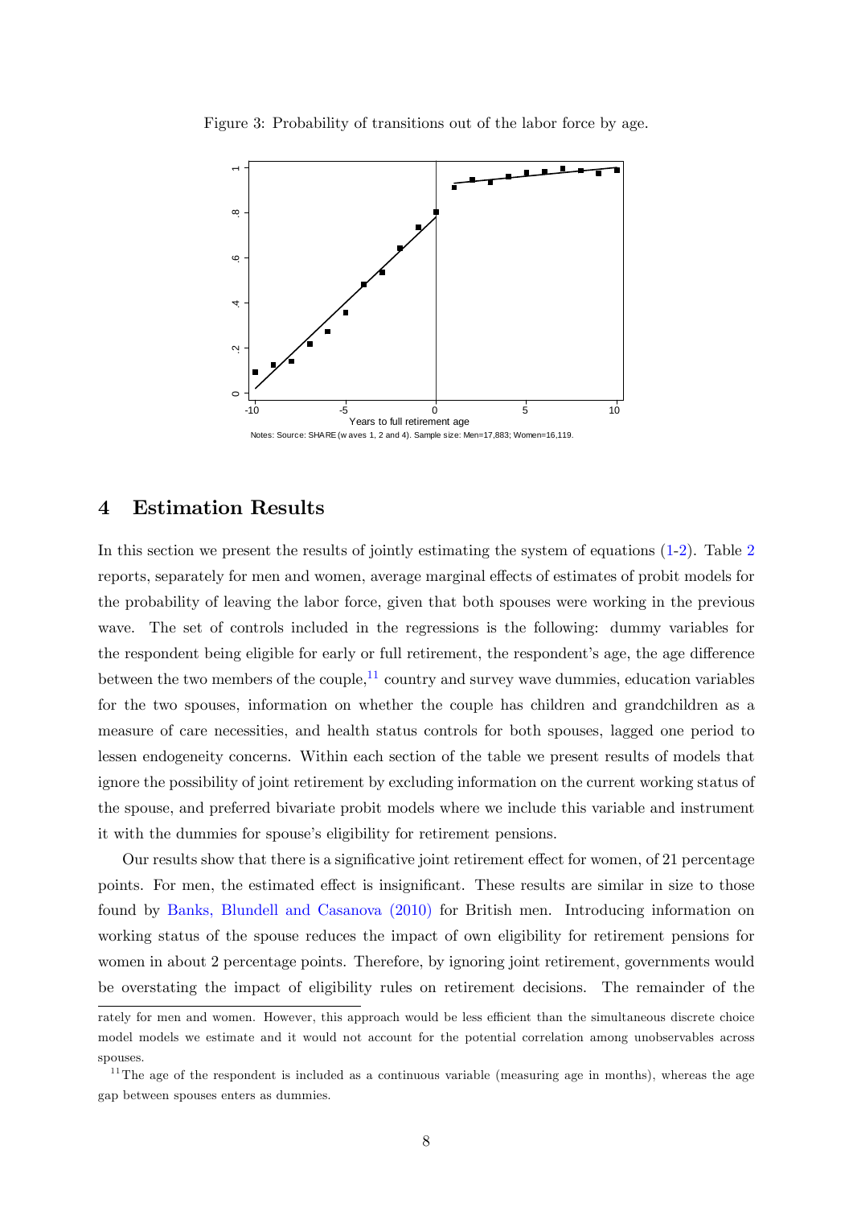Figure 3: Probability of transitions out of the labor force by age.

Notes: Source: SHARE (waves 1, 2 and 4). Sample size: Men=17,883; Women=16,119.

## 4 Estimation Results

In this section we present the results of jointly estimating the system of equations (1-2). Table 2 reports, separately for men and women, average marginal effects of estimates of probit models for the probability of leaving the labor force, given that both spouses were working in the previous wave. The set of controls included in the regressions is the following: dummy variables for the respondent being eligible for early or full retirement, the respondent's age, the age difference between the two members of the couple,[11] country and survey wave dummies, education variables for the two spouses, information on whether the couple has children and grandchildren as a measure of care necessities, and health status controls for both spouses, lagged one period to lessen endogeneity concerns. Within each section of the table we present results of models that ignore the possibility of joint retirement by excluding information on the current working status of the spouse, and preferred bivariate probit models where we include this variable and instrument it with the dummies for spouse's eligibility for retirement pensions.

Our results show that there is a significative joint retirement effect for women, of 21 percentage points. For men, the estimated effect is insignificant. These results are similar in size to those found by Banks, Blundell and Casanova (2010) for British men. Introducing information on working status of the spouse reduces the impact of own eligibility for retirement pensions for women in about 2 percentage points. Therefore, by ignoring joint retirement, governments would be overstating the impact of eligibility rules on retirement decisions. The remainder of the

rately for men and women. However, this approach would be less efficient than the simultaneous discrete choice model models we estimate and it would not account for the potential correlation among unobservables across spouses.

[11] The age of the respondent is included as a continuous variable (measuring age in months), whereas the age gap between spouses enters as dummies.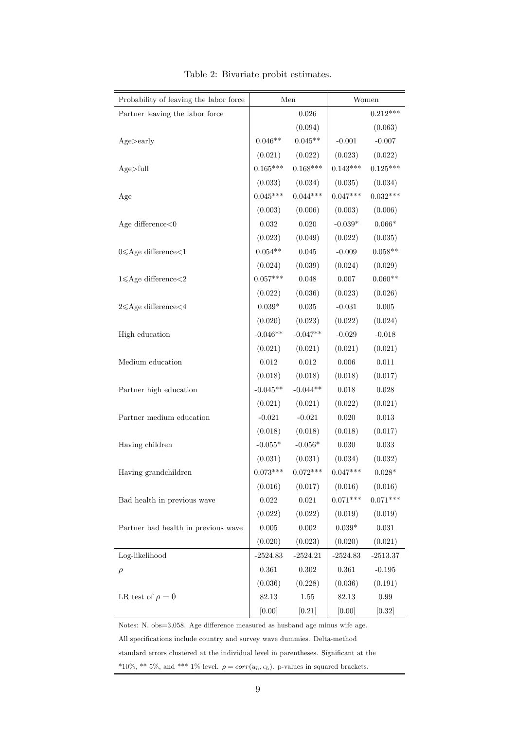Table 2: Bivariate probit estimates.

| Probability of leaving the labor force | Men | | Women | |
|---|---|---|---|---|
| Partner leaving the labor force | | 0.026 | | 0.212*** |
| | | (0.094) | | (0.063) |
| Age>early | 0.046** | 0.045** | -0.001 | -0.007 |
| | (0.021) | (0.022) | (0.023) | (0.022) |
| Age>full | 0.165*** | 0.168*** | 0.143*** | 0.125*** |
| | (0.033) | (0.034) | (0.035) | (0.034) |
| Age | 0.045*** | 0.044*** | 0.047*** | 0.032*** |
| | (0.003) | (0.006) | (0.003) | (0.006) |
| Age difference<0 | 0.032 | 0.020 | -0.039* | 0.066* |
| | (0.023) | (0.049) | (0.022) | (0.035) |
| 0⩽Age difference<1 | 0.054** | 0.045 | -0.009 | 0.058** |
| | (0.024) | (0.039) | (0.024) | (0.029) |
| 1⩽Age difference<2 | 0.057*** | 0.048 | 0.007 | 0.060** |
| | (0.022) | (0.036) | (0.023) | (0.026) |
| 2⩽Age difference<4 | 0.039* | 0.035 | -0.031 | 0.005 |
| | (0.020) | (0.023) | (0.022) | (0.024) |
| High education | -0.046** | -0.047** | -0.029 | -0.018 |
| | (0.021) | (0.021) | (0.021) | (0.021) |
| Medium education | 0.012 | 0.012 | 0.006 | 0.011 |
| | (0.018) | (0.018) | (0.018) | (0.017) |
| Partner high education | -0.045** | -0.044** | 0.018 | 0.028 |
| | (0.021) | (0.021) | (0.022) | (0.021) |
| Partner medium education | -0.021 | -0.021 | 0.020 | 0.013 |
| | (0.018) | (0.018) | (0.018) | (0.017) |
| Having children | -0.055* | -0.056* | 0.030 | 0.033 |
| | (0.031) | (0.031) | (0.034) | (0.032) |
| Having grandchildren | 0.073*** | 0.072*** | 0.047*** | 0.028* |
| | (0.016) | (0.017) | (0.016) | (0.016) |
| Bad health in previous wave | 0.022 | 0.021 | 0.071*** | 0.071*** |
| | (0.022) | (0.022) | (0.019) | (0.019) |
| Partner bad health in previous wave | 0.005 | 0.002 | 0.039* | 0.031 |
| | (0.020) | (0.023) | (0.020) | (0.021) |
| Log-likelihood | -2524.83 | -2524.21 | -2524.83 | -2513.37 |
| $\rho$ | 0.361 | 0.302 | 0.361 | -0.195 |
| | (0.036) | (0.228) | (0.036) | (0.191) |
| LR test of $\rho = 0$ | 82.13 | 1.55 | 82.13 | 0.99 |
| | [0.00] | [0.21] | [0.00] | [0.32] |

Notes: N. obs=3,058. Age difference measured as husband age minus wife age. All specifications include country and survey wave dummies. Delta-method standard errors clustered at the individual level in parentheses. Significant at the *10%, ** 5%, and *** 1% level. $\rho = corr(u_h, \epsilon_h)$. p-values in squared brackets.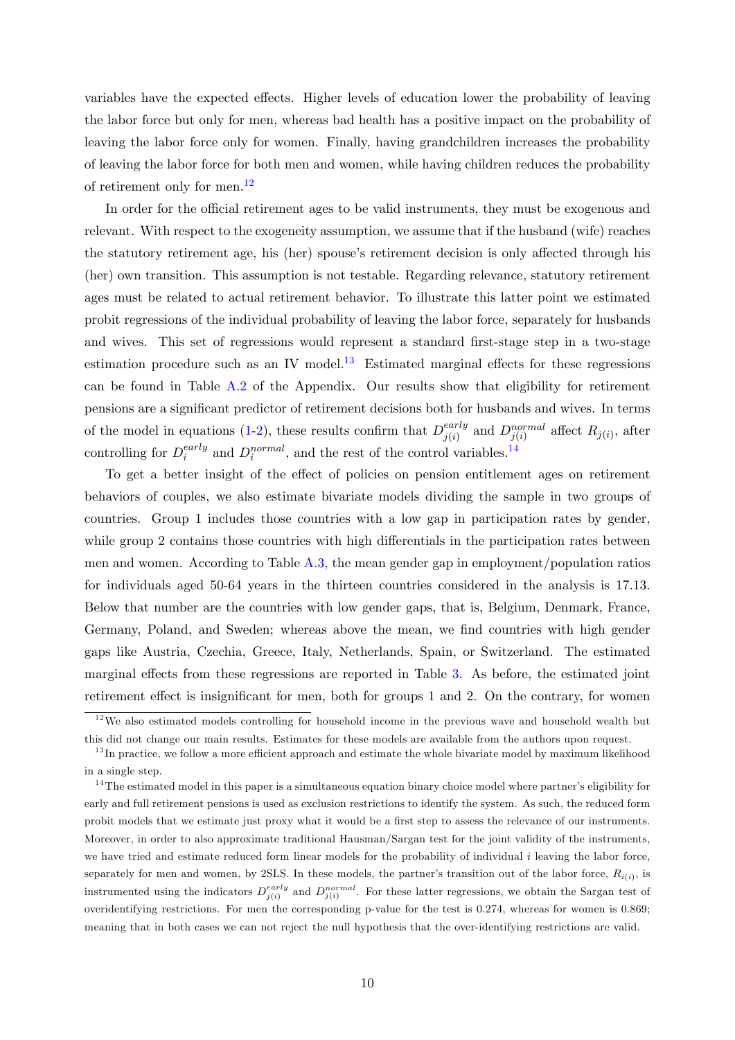variables have the expected effects. Higher levels of education lower the probability of leaving the labor force but only for men, whereas bad health has a positive impact on the probability of leaving the labor force only for women. Finally, having grandchildren increases the probability of leaving the labor force for both men and women, while having children reduces the probability of retirement only for men.[12]

In order for the official retirement ages to be valid instruments, they must be exogenous and relevant. With respect to the exogeneity assumption, we assume that if the husband (wife) reaches the statutory retirement age, his (her) spouse's retirement decision is only affected through his (her) own transition. This assumption is not testable. Regarding relevance, statutory retirement ages must be related to actual retirement behavior. To illustrate this latter point we estimated probit regressions of the individual probability of leaving the labor force, separately for husbands and wives. This set of regressions would represent a standard first-stage step in a two-stage estimation procedure such as an IV model.[13] Estimated marginal effects for these regressions can be found in Table A.2 of the Appendix. Our results show that eligibility for retirement pensions are a significant predictor of retirement decisions both for husbands and wives. In terms of the model in equations (1-2), these results confirm that $D^{early}_{j(i)}$ and $D^{normal}_{j(i)}$ affect $R_{j(i)}$, after controlling for $D^{early}_{i}$ and $D^{normal}_{i}$, and the rest of the control variables.[14]

To get a better insight of the effect of policies on pension entitlement ages on retirement behaviors of couples, we also estimate bivariate models dividing the sample in two groups of countries. Group 1 includes those countries with a low gap in participation rates by gender, while group 2 contains those countries with high differentials in the participation rates between men and women. According to Table A.3, the mean gender gap in employment/population ratios for individuals aged 50-64 years in the thirteen countries considered in the analysis is 17.13. Below that number are the countries with low gender gaps, that is, Belgium, Denmark, France, Germany, Poland, and Sweden; whereas above the mean, we find countries with high gender gaps like Austria, Czechia, Greece, Italy, Netherlands, Spain, or Switzerland. The estimated marginal effects from these regressions are reported in Table 3. As before, the estimated joint retirement effect is insignificant for men, both for groups 1 and 2. On the contrary, for women

[12] We also estimated models controlling for household income in the previous wave and household wealth but this did not change our main results. Estimates for these models are available from the authors upon request.

[13] In practice, we follow a more efficient approach and estimate the whole bivariate model by maximum likelihood in a single step.

[14] The estimated model in this paper is a simultaneous equation binary choice model where partner's eligibility for early and full retirement pensions is used as exclusion restrictions to identify the system. As such, the reduced form probit models that we estimate just proxy what it would be a first step to assess the relevance of our instruments. Moreover, in order to also approximate traditional Hausman/Sargan test for the joint validity of the instruments, we have tried and estimate reduced form linear models for the probability of individual $i$ leaving the labor force, separately for men and women, by 2SLS. In these models, the partner's transition out of the labor force, $R_{i(i)}$, is instrumented using the indicators $D^{early}_{j(i)}$ and $D^{normal}_{j(i)}$. For these latter regressions, we obtain the Sargan test of overidentifying restrictions. For men the corresponding p-value for the test is 0.274, whereas for women is 0.869; meaning that in both cases we can not reject the null hypothesis that the over-identifying restrictions are valid.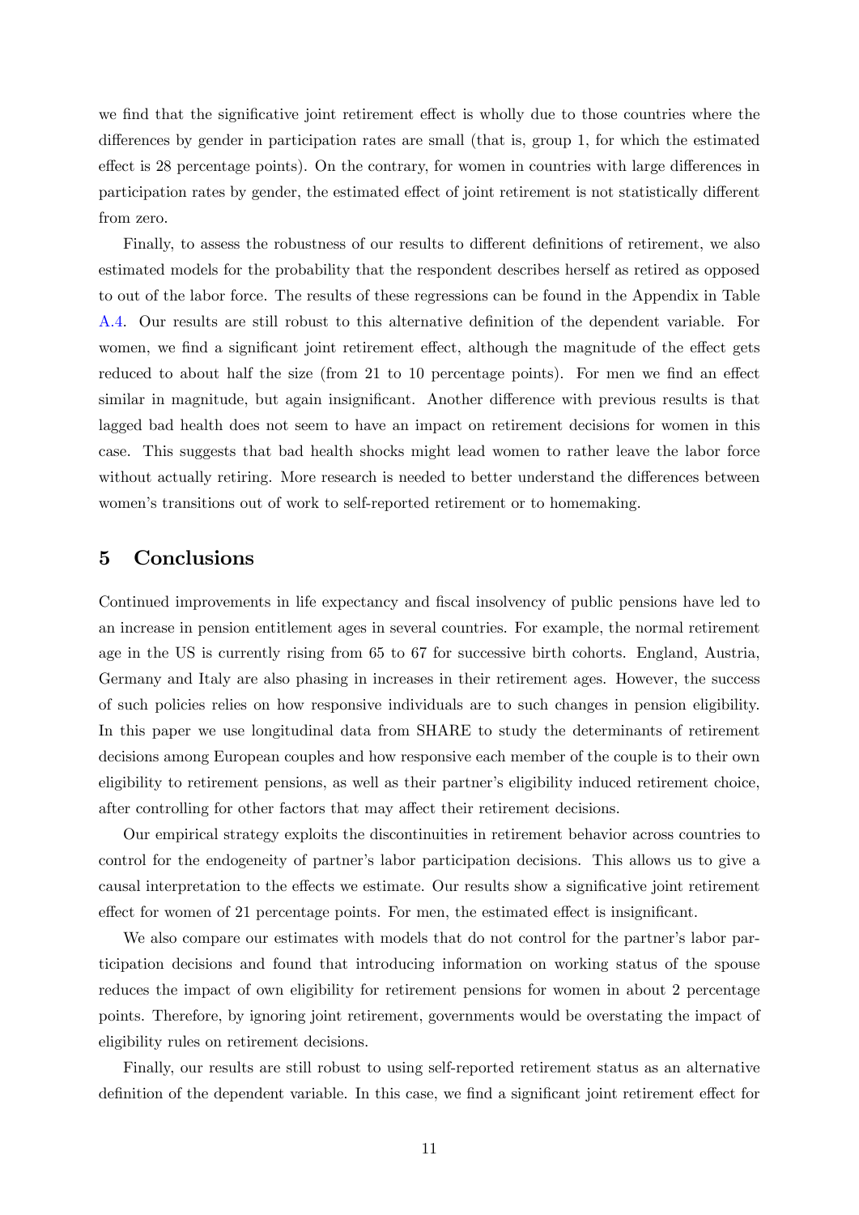we find that the significative joint retirement effect is wholly due to those countries where the differences by gender in participation rates are small (that is, group 1, for which the estimated effect is 28 percentage points). On the contrary, for women in countries with large differences in participation rates by gender, the estimated effect of joint retirement is not statistically different from zero.

Finally, to assess the robustness of our results to different definitions of retirement, we also estimated models for the probability that the respondent describes herself as retired as opposed to out of the labor force. The results of these regressions can be found in the Appendix in Table A.4. Our results are still robust to this alternative definition of the dependent variable. For women, we find a significant joint retirement effect, although the magnitude of the effect gets reduced to about half the size (from 21 to 10 percentage points). For men we find an effect similar in magnitude, but again insignificant. Another difference with previous results is that lagged bad health does not seem to have an impact on retirement decisions for women in this case. This suggests that bad health shocks might lead women to rather leave the labor force without actually retiring. More research is needed to better understand the differences between women's transitions out of work to self-reported retirement or to homemaking.

## 5 Conclusions

Continued improvements in life expectancy and fiscal insolvency of public pensions have led to an increase in pension entitlement ages in several countries. For example, the normal retirement age in the US is currently rising from 65 to 67 for successive birth cohorts. England, Austria, Germany and Italy are also phasing in increases in their retirement ages. However, the success of such policies relies on how responsive individuals are to such changes in pension eligibility. In this paper we use longitudinal data from SHARE to study the determinants of retirement decisions among European couples and how responsive each member of the couple is to their own eligibility to retirement pensions, as well as their partner's eligibility induced retirement choice, after controlling for other factors that may affect their retirement decisions.

Our empirical strategy exploits the discontinuities in retirement behavior across countries to control for the endogeneity of partner's labor participation decisions. This allows us to give a causal interpretation to the effects we estimate. Our results show a significative joint retirement effect for women of 21 percentage points. For men, the estimated effect is insignificant.

We also compare our estimates with models that do not control for the partner's labor participation decisions and found that introducing information on working status of the spouse reduces the impact of own eligibility for retirement pensions for women in about 2 percentage points. Therefore, by ignoring joint retirement, governments would be overstating the impact of eligibility rules on retirement decisions.

Finally, our results are still robust to using self-reported retirement status as an alternative definition of the dependent variable. In this case, we find a significant joint retirement effect for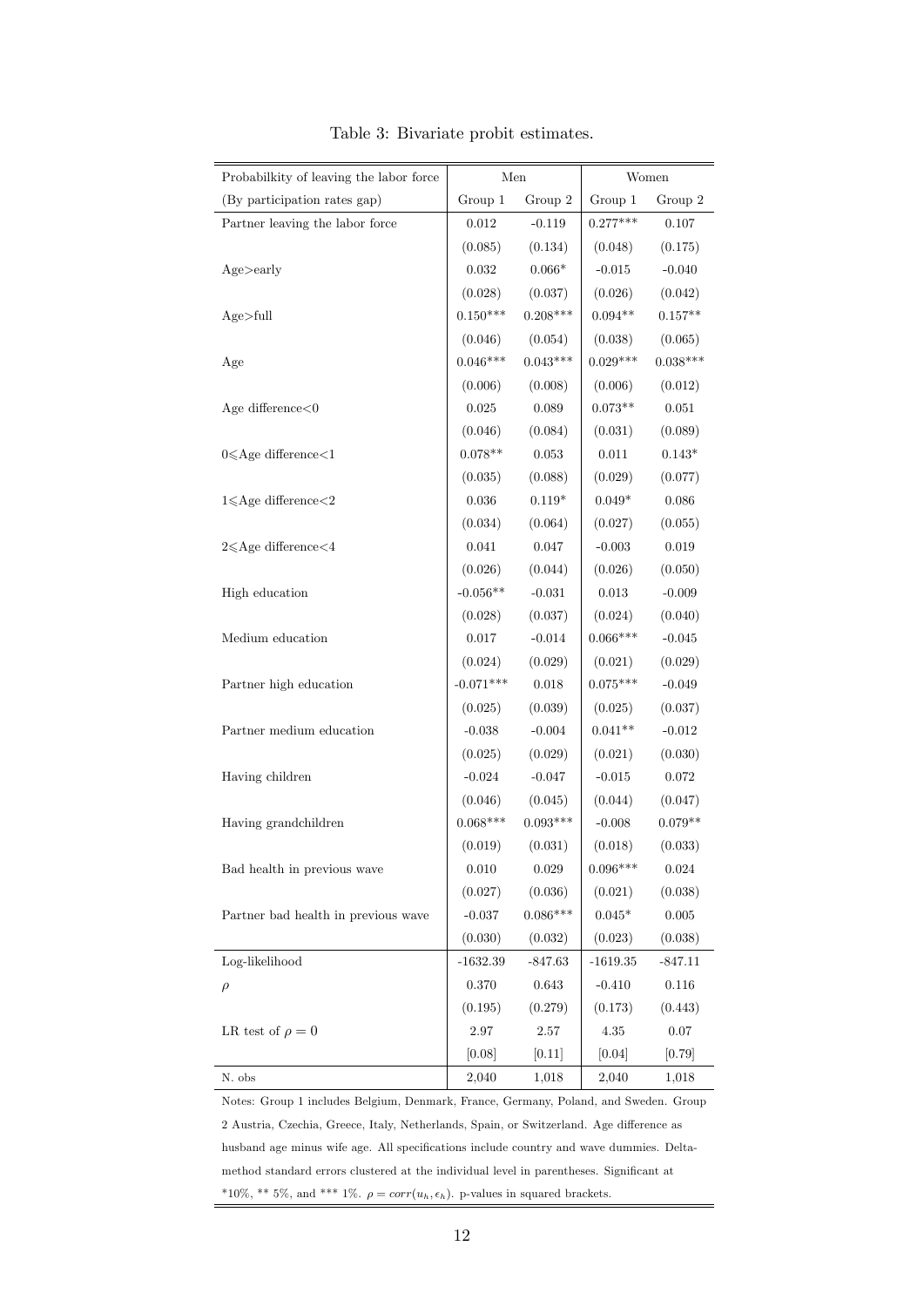Table 3: Bivariate probit estimates.

| Probabilkity of leaving the labor force | Men | | Women | |
|---|---|---|---|---|
| (By participation rates gap) | Group 1 | Group 2 | Group 1 | Group 2 |
| Partner leaving the labor force | 0.012 | -0.119 | 0.277*** | 0.107 |
| | (0.085) | (0.134) | (0.048) | (0.175) |
| Age>early | 0.032 | 0.066* | -0.015 | -0.040 |
| | (0.028) | (0.037) | (0.026) | (0.042) |
| Age>full | 0.150*** | 0.208*** | 0.094** | 0.157** |
| | (0.046) | (0.054) | (0.038) | (0.065) |
| Age | 0.046*** | 0.043*** | 0.029*** | 0.038*** |
| | (0.006) | (0.008) | (0.006) | (0.012) |
| Age difference<0 | 0.025 | 0.089 | 0.073** | 0.051 |
| | (0.046) | (0.084) | (0.031) | (0.089) |
| 0⩽Age difference<1 | 0.078** | 0.053 | 0.011 | 0.143* |
| | (0.035) | (0.088) | (0.029) | (0.077) |
| 1⩽Age difference<2 | 0.036 | 0.119* | 0.049* | 0.086 |
| | (0.034) | (0.064) | (0.027) | (0.055) |
| 2⩽Age difference<4 | 0.041 | 0.047 | -0.003 | 0.019 |
| | (0.026) | (0.044) | (0.026) | (0.050) |
| High education | -0.056** | -0.031 | 0.013 | -0.009 |
| | (0.028) | (0.037) | (0.024) | (0.040) |
| Medium education | 0.017 | -0.014 | 0.066*** | -0.045 |
| | (0.024) | (0.029) | (0.021) | (0.029) |
| Partner high education | -0.071*** | 0.018 | 0.075*** | -0.049 |
| | (0.025) | (0.039) | (0.025) | (0.037) |
| Partner medium education | -0.038 | -0.004 | 0.041** | -0.012 |
| | (0.025) | (0.029) | (0.021) | (0.030) |
| Having children | -0.024 | -0.047 | -0.015 | 0.072 |
| | (0.046) | (0.045) | (0.044) | (0.047) |
| Having grandchildren | 0.068*** | 0.093*** | -0.008 | 0.079** |
| | (0.019) | (0.031) | (0.018) | (0.033) |
| Bad health in previous wave | 0.010 | 0.029 | 0.096*** | 0.024 |
| | (0.027) | (0.036) | (0.021) | (0.038) |
| Partner bad health in previous wave | -0.037 | 0.086*** | 0.045* | 0.005 |
| | (0.030) | (0.032) | (0.023) | (0.038) |
| Log-likelihood | -1632.39 | -847.63 | -1619.35 | -847.11 |
| $\rho$ | 0.370 | 0.643 | -0.410 | 0.116 |
| | (0.195) | (0.279) | (0.173) | (0.443) |
| LR test of $\rho = 0$ | 2.97 | 2.57 | 4.35 | 0.07 |
| | [0.08] | [0.11] | [0.04] | [0.79] |
| N. obs | 2,040 | 1,018 | 2,040 | 1,018 |

Notes: Group 1 includes Belgium, Denmark, France, Germany, Poland, and Sweden. Group 2 Austria, Czechia, Greece, Italy, Netherlands, Spain, or Switzerland. Age difference as husband age minus wife age. All specifications include country and wave dummies. Delta-method standard errors clustered at the individual level in parentheses. Significant at *10%, ** 5%, and *** 1%. $\rho = corr(u_h, \epsilon_h)$. p-values in squared brackets.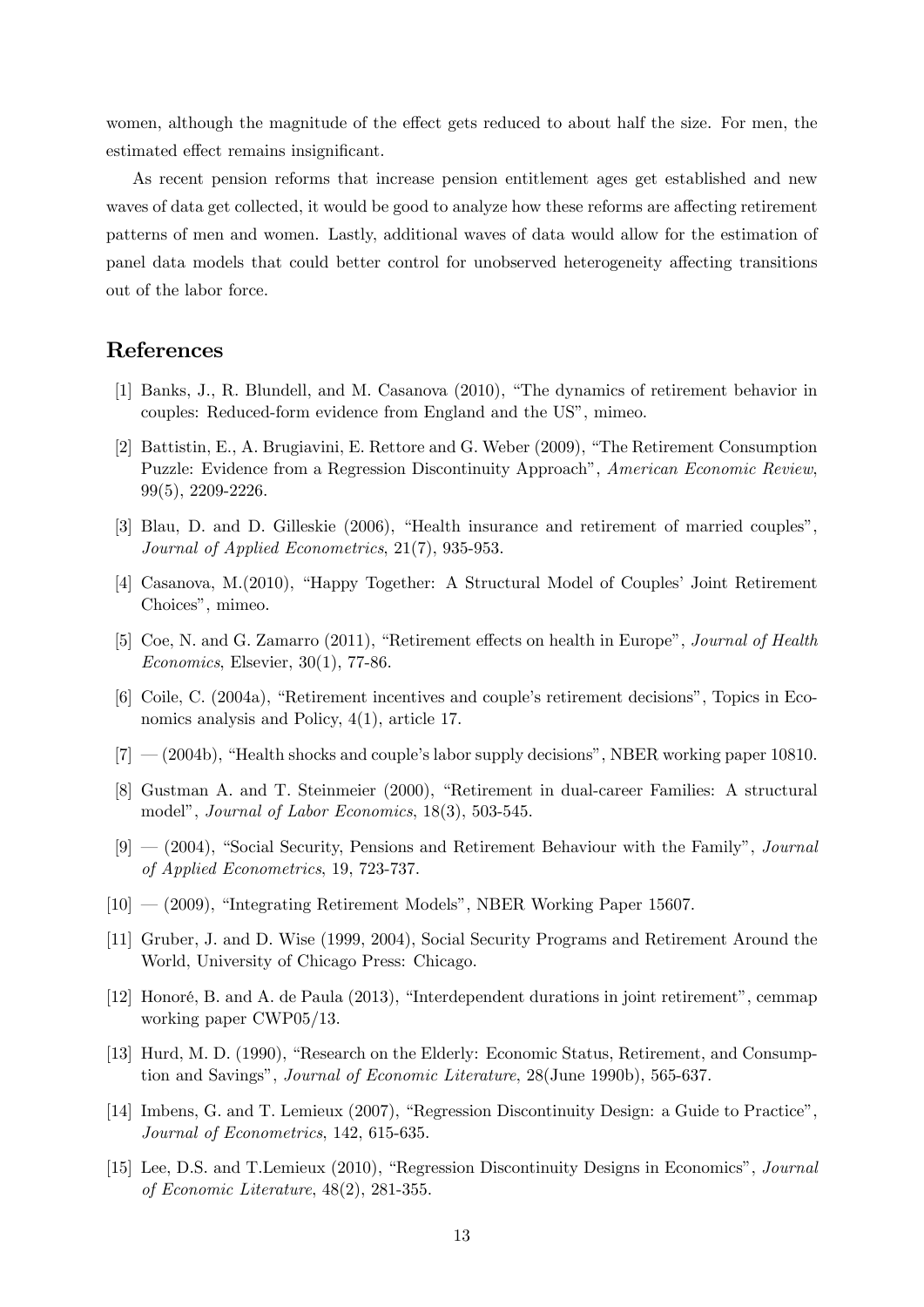women, although the magnitude of the effect gets reduced to about half the size. For men, the estimated effect remains insignificant.

As recent pension reforms that increase pension entitlement ages get established and new waves of data get collected, it would be good to analyze how these reforms are affecting retirement patterns of men and women. Lastly, additional waves of data would allow for the estimation of panel data models that could better control for unobserved heterogeneity affecting transitions out of the labor force.

## References

[1] Banks, J., R. Blundell, and M. Casanova (2010), "The dynamics of retirement behavior in couples: Reduced-form evidence from England and the US", mimeo.

[2] Battistin, E., A. Brugiavini, E. Rettore and G. Weber (2009), "The Retirement Consumption Puzzle: Evidence from a Regression Discontinuity Approach", *American Economic Review*, 99(5), 2209-2226.

[3] Blau, D. and D. Gilleskie (2006), "Health insurance and retirement of married couples", *Journal of Applied Econometrics*, 21(7), 935-953.

[4] Casanova, M.(2010), "Happy Together: A Structural Model of Couples' Joint Retirement Choices", mimeo.

[5] Coe, N. and G. Zamarro (2011), "Retirement effects on health in Europe", *Journal of Health Economics*, Elsevier, 30(1), 77-86.

[6] Coile, C. (2004a), "Retirement incentives and couple's retirement decisions", Topics in Economics analysis and Policy, 4(1), article 17.

[7] — (2004b), "Health shocks and couple's labor supply decisions", NBER working paper 10810.

[8] Gustman A. and T. Steinmeier (2000), "Retirement in dual-career Families: A structural model", *Journal of Labor Economics*, 18(3), 503-545.

[9] — (2004), "Social Security, Pensions and Retirement Behaviour with the Family", *Journal of Applied Econometrics*, 19, 723-737.

[10] — (2009), "Integrating Retirement Models", NBER Working Paper 15607.

[11] Gruber, J. and D. Wise (1999, 2004), Social Security Programs and Retirement Around the World, University of Chicago Press: Chicago.

[12] Honoré, B. and A. de Paula (2013), "Interdependent durations in joint retirement", cemmap working paper CWP05/13.

[13] Hurd, M. D. (1990), "Research on the Elderly: Economic Status, Retirement, and Consumption and Savings", *Journal of Economic Literature*, 28(June 1990b), 565-637.

[14] Imbens, G. and T. Lemieux (2007), "Regression Discontinuity Design: a Guide to Practice", *Journal of Econometrics*, 142, 615-635.

[15] Lee, D.S. and T.Lemieux (2010), "Regression Discontinuity Designs in Economics", *Journal of Economic Literature*, 48(2), 281-355.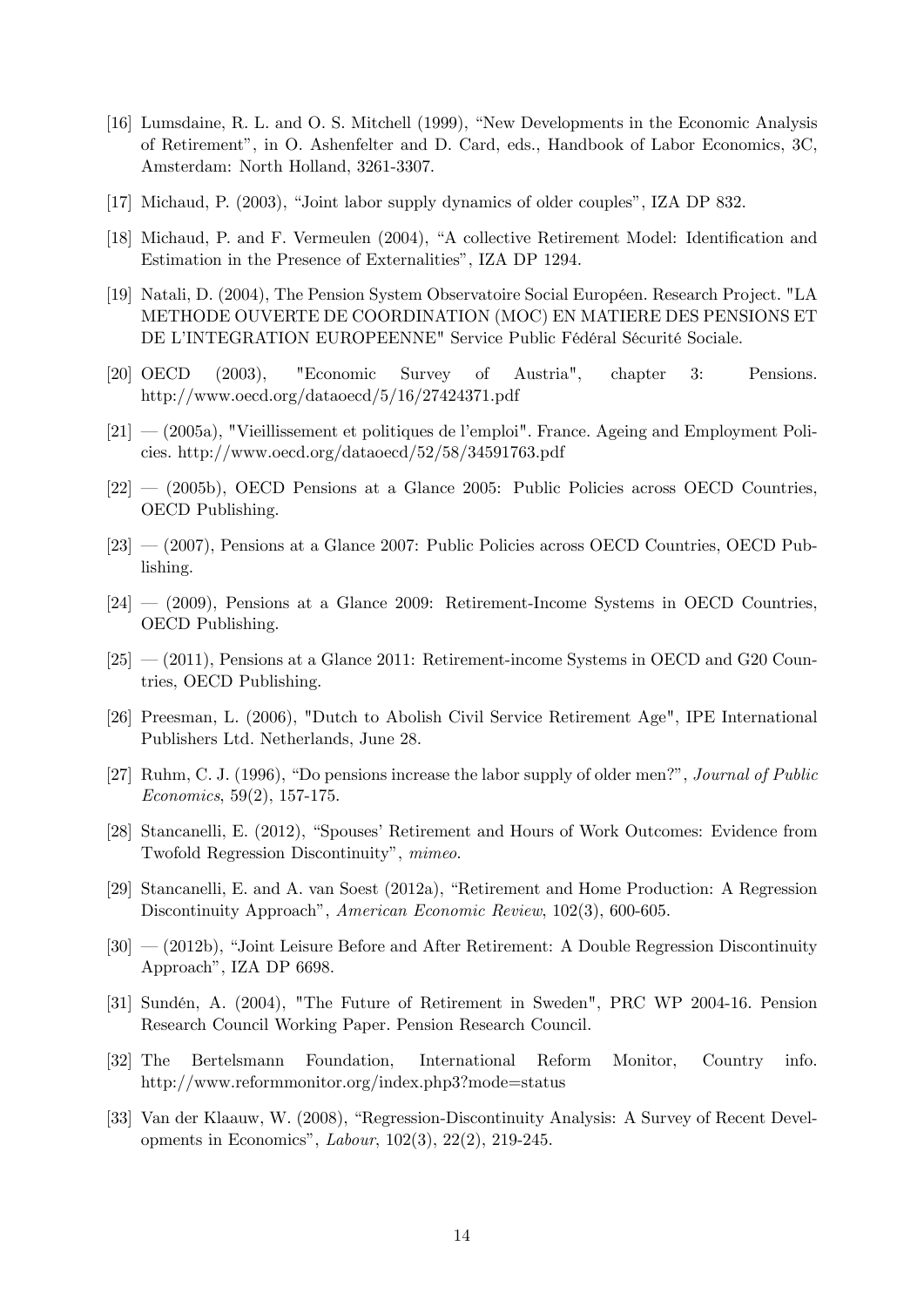[16] Lumsdaine, R. L. and O. S. Mitchell (1999), "New Developments in the Economic Analysis of Retirement", in O. Ashenfelter and D. Card, eds., Handbook of Labor Economics, 3C, Amsterdam: North Holland, 3261-3307.

[17] Michaud, P. (2003), "Joint labor supply dynamics of older couples", IZA DP 832.

[18] Michaud, P. and F. Vermeulen (2004), "A collective Retirement Model: Identification and Estimation in the Presence of Externalities", IZA DP 1294.

[19] Natali, D. (2004), The Pension System Observatoire Social Européen. Research Project. "LA METHODE OUVERTE DE COORDINATION (MOC) EN MATIERE DES PENSIONS ET DE L'INTEGRATION EUROPEENNE" Service Public Fédéral Sécurité Sociale.

[20] OECD (2003), "Economic Survey of Austria", chapter 3: Pensions. http://www.oecd.org/dataoecd/5/16/27424371.pdf

[21] — (2005a), "Vieillissement et politiques de l'emploi". France. Ageing and Employment Policies. http://www.oecd.org/dataoecd/52/58/34591763.pdf

[22] — (2005b), OECD Pensions at a Glance 2005: Public Policies across OECD Countries, OECD Publishing.

[23] — (2007), Pensions at a Glance 2007: Public Policies across OECD Countries, OECD Publishing.

[24] — (2009), Pensions at a Glance 2009: Retirement-Income Systems in OECD Countries, OECD Publishing.

[25] — (2011), Pensions at a Glance 2011: Retirement-income Systems in OECD and G20 Countries, OECD Publishing.

[26] Preesman, L. (2006), "Dutch to Abolish Civil Service Retirement Age", IPE International Publishers Ltd. Netherlands, June 28.

[27] Ruhm, C. J. (1996), "Do pensions increase the labor supply of older men?", *Journal of Public Economics*, 59(2), 157-175.

[28] Stancanelli, E. (2012), "Spouses' Retirement and Hours of Work Outcomes: Evidence from Twofold Regression Discontinuity", *mimeo*.

[29] Stancanelli, E. and A. van Soest (2012a), "Retirement and Home Production: A Regression Discontinuity Approach", *American Economic Review*, 102(3), 600-605.

[30] — (2012b), "Joint Leisure Before and After Retirement: A Double Regression Discontinuity Approach", IZA DP 6698.

[31] Sundén, A. (2004), "The Future of Retirement in Sweden", PRC WP 2004-16. Pension Research Council Working Paper. Pension Research Council.

[32] The Bertelsmann Foundation, International Reform Monitor, Country info. http://www.reformmonitor.org/index.php3?mode=status

[33] Van der Klaauw, W. (2008), "Regression-Discontinuity Analysis: A Survey of Recent Developments in Economics", *Labour*, 102(3), 22(2), 219-245.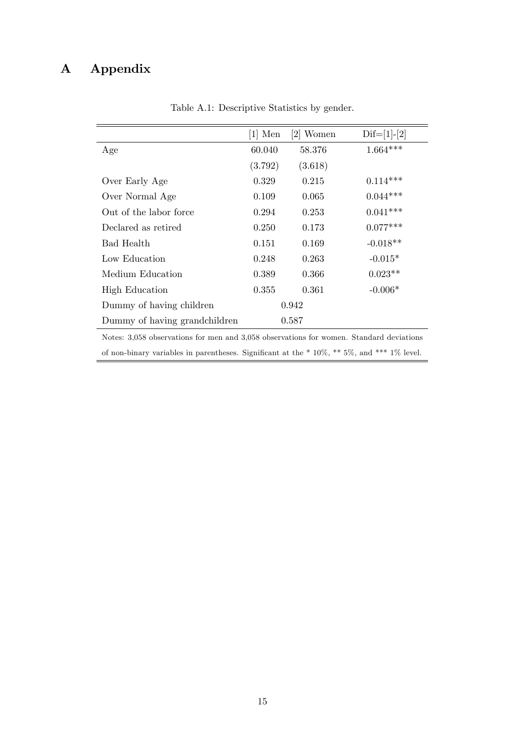# A Appendix

Table A.1: Descriptive Statistics by gender.

| | [1] Men | [2] Women | Dif=[1]-[2] |
|---|---|---|---|
| Age | 60.040 | 58.376 | 1.664*** |
| | (3.792) | (3.618) | |
| Over Early Age | 0.329 | 0.215 | 0.114*** |
| Over Normal Age | 0.109 | 0.065 | 0.044*** |
| Out of the labor force | 0.294 | 0.253 | 0.041*** |
| Declared as retired | 0.250 | 0.173 | 0.077*** |
| Bad Health | 0.151 | 0.169 | -0.018** |
| Low Education | 0.248 | 0.263 | -0.015* |
| Medium Education | 0.389 | 0.366 | 0.023** |
| High Education | 0.355 | 0.361 | -0.006* |
| Dummy of having children | 0.942 | | |
| Dummy of having grandchildren | 0.587 | | |

Notes: 3,058 observations for men and 3,058 observations for women. Standard deviations of non-binary variables in parentheses. Significant at the * 10%, ** 5%, and *** 1% level.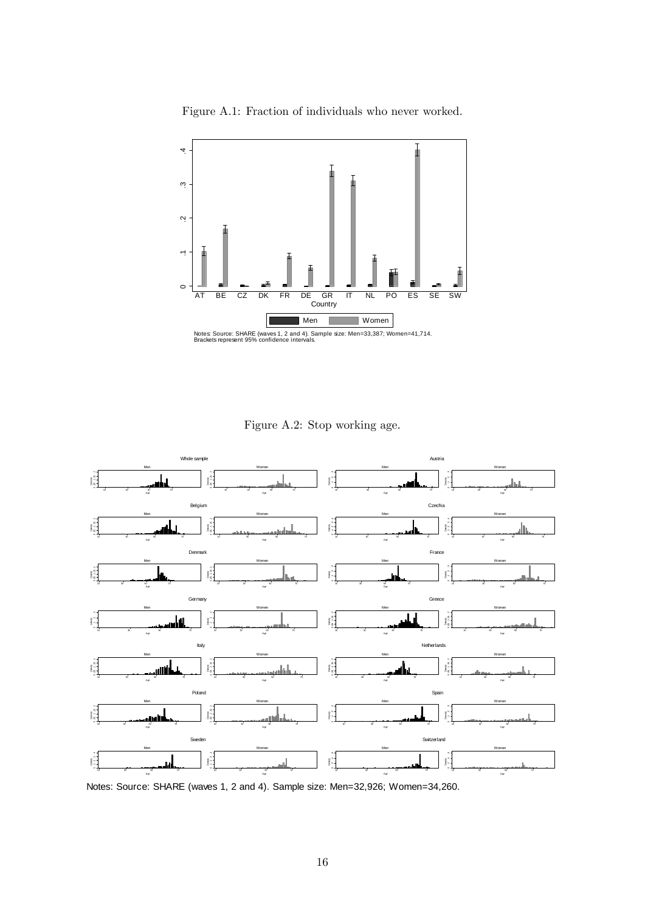Figure A.1: Fraction of individuals who never worked.

Notes: Source: SHARE (waves 1, 2 and 4). Sample size: Men=33,387; Women=41,714.
Brackets represent 95% confidence intervals.

Figure A.2: Stop working age.

Notes: Source: SHARE (waves 1, 2 and 4). Sample size: Men=32,926; Women=34,260.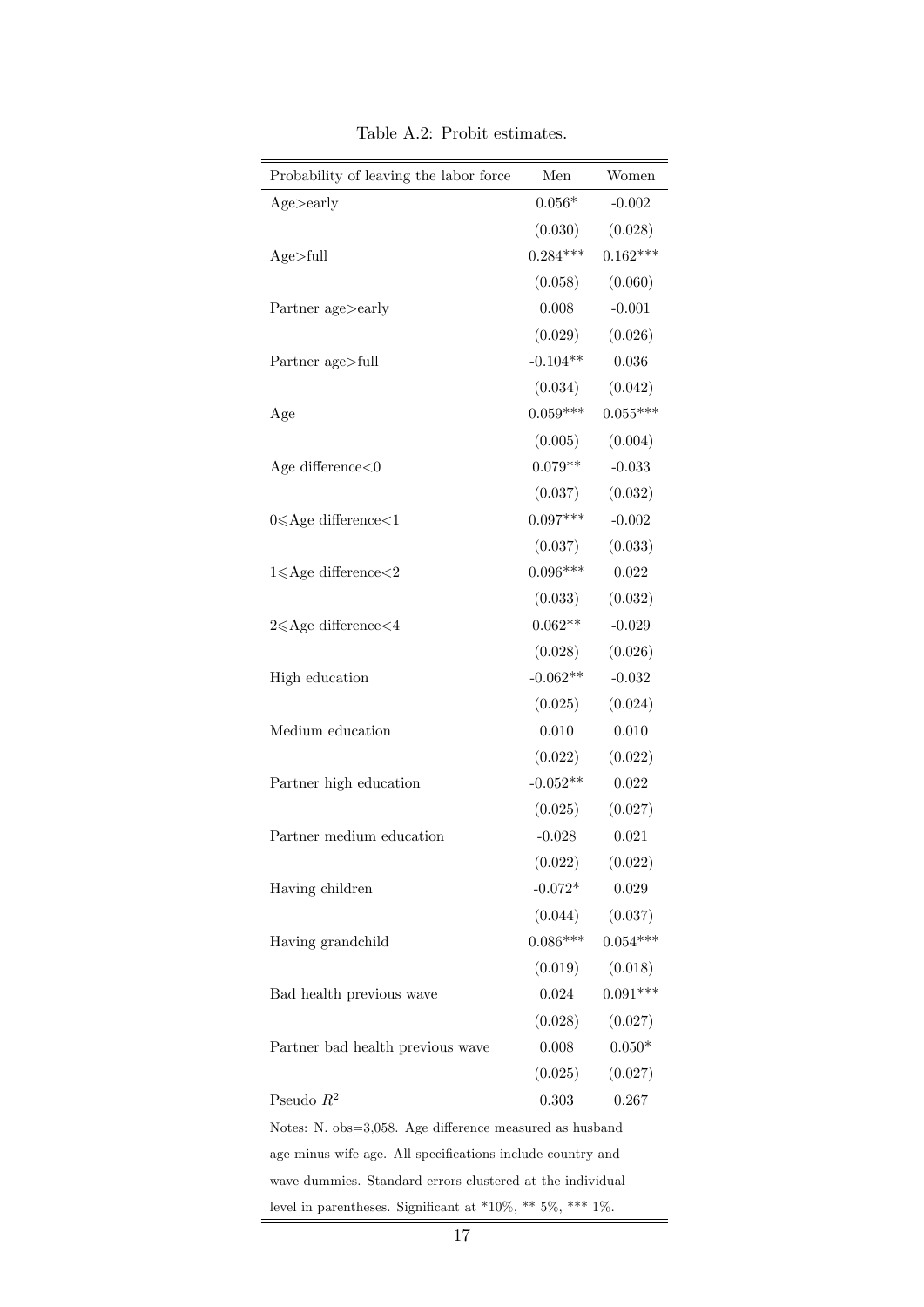Table A.2: Probit estimates.

| Probability of leaving the labor force | Men | Women |
|---|---|---|
| Age>early | 0.056* | -0.002 |
| | (0.030) | (0.028) |
| Age>full | 0.284*** | 0.162*** |
| | (0.058) | (0.060) |
| Partner age>early | 0.008 | -0.001 |
| | (0.029) | (0.026) |
| Partner age>full | -0.104** | 0.036 |
| | (0.034) | (0.042) |
| Age | 0.059*** | 0.055*** |
| | (0.005) | (0.004) |
| Age difference<0 | 0.079** | -0.033 |
| | (0.037) | (0.032) |
| 0⩽Age difference<1 | 0.097*** | -0.002 |
| | (0.037) | (0.033) |
| 1⩽Age difference<2 | 0.096*** | 0.022 |
| | (0.033) | (0.032) |
| 2⩽Age difference<4 | 0.062** | -0.029 |
| | (0.028) | (0.026) |
| High education | -0.062** | -0.032 |
| | (0.025) | (0.024) |
| Medium education | 0.010 | 0.010 |
| | (0.022) | (0.022) |
| Partner high education | -0.052** | 0.022 |
| | (0.025) | (0.027) |
| Partner medium education | -0.028 | 0.021 |
| | (0.022) | (0.022) |
| Having children | -0.072* | 0.029 |
| | (0.044) | (0.037) |
| Having grandchild | 0.086*** | 0.054*** |
| | (0.019) | (0.018) |
| Bad health previous wave | 0.024 | 0.091*** |
| | (0.028) | (0.027) |
| Partner bad health previous wave | 0.008 | 0.050* |
| | (0.025) | (0.027) |
| Pseudo $R^2$ | 0.303 | 0.267 |

Notes: N. obs=3,058. Age difference measured as husband age minus wife age. All specifications include country and wave dummies. Standard errors clustered at the individual level in parentheses. Significant at *10%, ** 5%, *** 1%.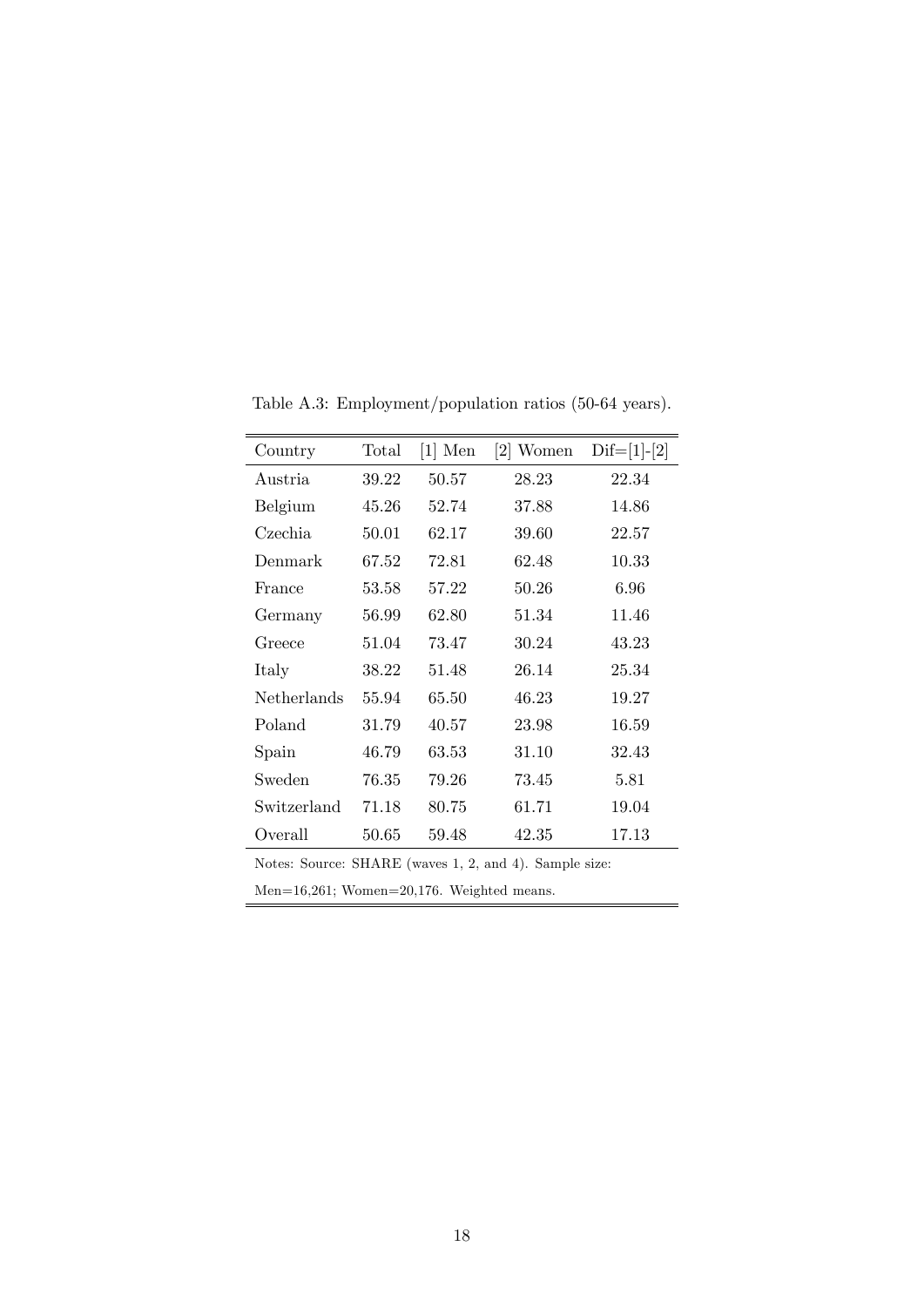Table A.3: Employment/population ratios (50-64 years).

| Country | Total | [1] Men | [2] Women | Dif=[1]-[2] |
|---|---|---|---|---|
| Austria | 39.22 | 50.57 | 28.23 | 22.34 |
| Belgium | 45.26 | 52.74 | 37.88 | 14.86 |
| Czechia | 50.01 | 62.17 | 39.60 | 22.57 |
| Denmark | 67.52 | 72.81 | 62.48 | 10.33 |
| France | 53.58 | 57.22 | 50.26 | 6.96 |
| Germany | 56.99 | 62.80 | 51.34 | 11.46 |
| Greece | 51.04 | 73.47 | 30.24 | 43.23 |
| Italy | 38.22 | 51.48 | 26.14 | 25.34 |
| Netherlands | 55.94 | 65.50 | 46.23 | 19.27 |
| Poland | 31.79 | 40.57 | 23.98 | 16.59 |
| Spain | 46.79 | 63.53 | 31.10 | 32.43 |
| Sweden | 76.35 | 79.26 | 73.45 | 5.81 |
| Switzerland | 71.18 | 80.75 | 61.71 | 19.04 |
| Overall | 50.65 | 59.48 | 42.35 | 17.13 |

Notes: Source: SHARE (waves 1, 2, and 4). Sample size: Men=16,261; Women=20,176. Weighted means.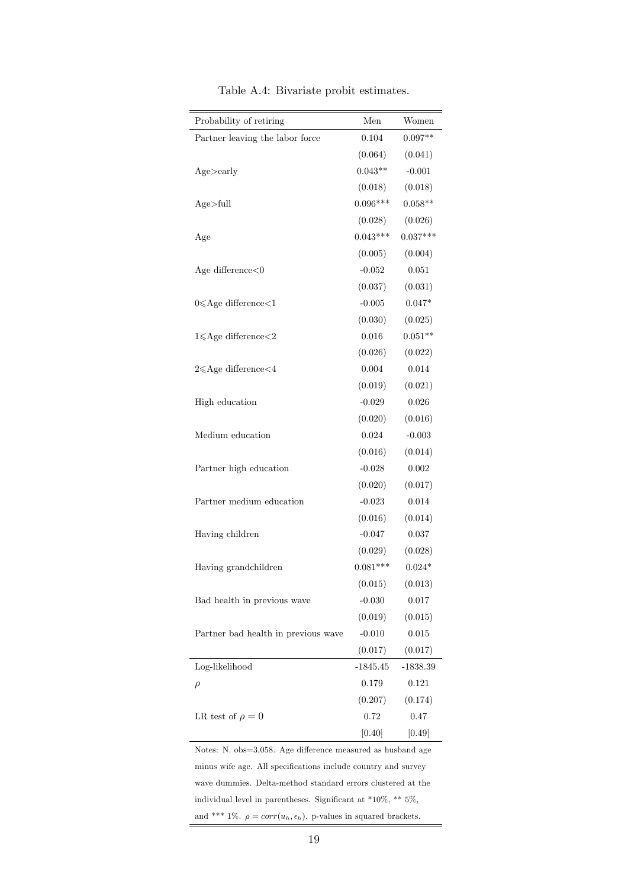Table A.4: Bivariate probit estimates.

| Probability of retiring | Men | Women |
|---|---|---|
| Partner leaving the labor force | 0.104 | 0.097** |
| | (0.064) | (0.041) |
| Age>early | 0.043** | -0.001 |
| | (0.018) | (0.018) |
| Age>full | 0.096*** | 0.058** |
| | (0.028) | (0.026) |
| Age | 0.043*** | 0.037*** |
| | (0.005) | (0.004) |
| Age difference<0 | -0.052 | 0.051 |
| | (0.037) | (0.031) |
| 0⩽Age difference<1 | -0.005 | 0.047* |
| | (0.030) | (0.025) |
| 1⩽Age difference<2 | 0.016 | 0.051** |
| | (0.026) | (0.022) |
| 2⩽Age difference<4 | 0.004 | 0.014 |
| | (0.019) | (0.021) |
| High education | -0.029 | 0.026 |
| | (0.020) | (0.016) |
| Medium education | 0.024 | -0.003 |
| | (0.016) | (0.014) |
| Partner high education | -0.028 | 0.002 |
| | (0.020) | (0.017) |
| Partner medium education | -0.023 | 0.014 |
| | (0.016) | (0.014) |
| Having children | -0.047 | 0.037 |
| | (0.029) | (0.028) |
| Having grandchildren | 0.081*** | 0.024* |
| | (0.015) | (0.013) |
| Bad health in previous wave | -0.030 | 0.017 |
| | (0.019) | (0.015) |
| Partner bad health in previous wave | -0.010 | 0.015 |
| | (0.017) | (0.017) |
| Log-likelihood | -1845.45 | -1838.39 |
| $\rho$ | 0.179 | 0.121 |
| | (0.207) | (0.174) |
| LR test of $\rho = 0$ | 0.72 | 0.47 |
| | [0.40] | [0.49] |

Notes: N. obs=3,058. Age difference measured as husband age minus wife age. All specifications include country and survey wave dummies. Delta-method standard errors clustered at the individual level in parentheses. Significant at *10%, ** 5%, and *** 1%. $\rho = corr(u_h, \epsilon_h)$. p-values in squared brackets.